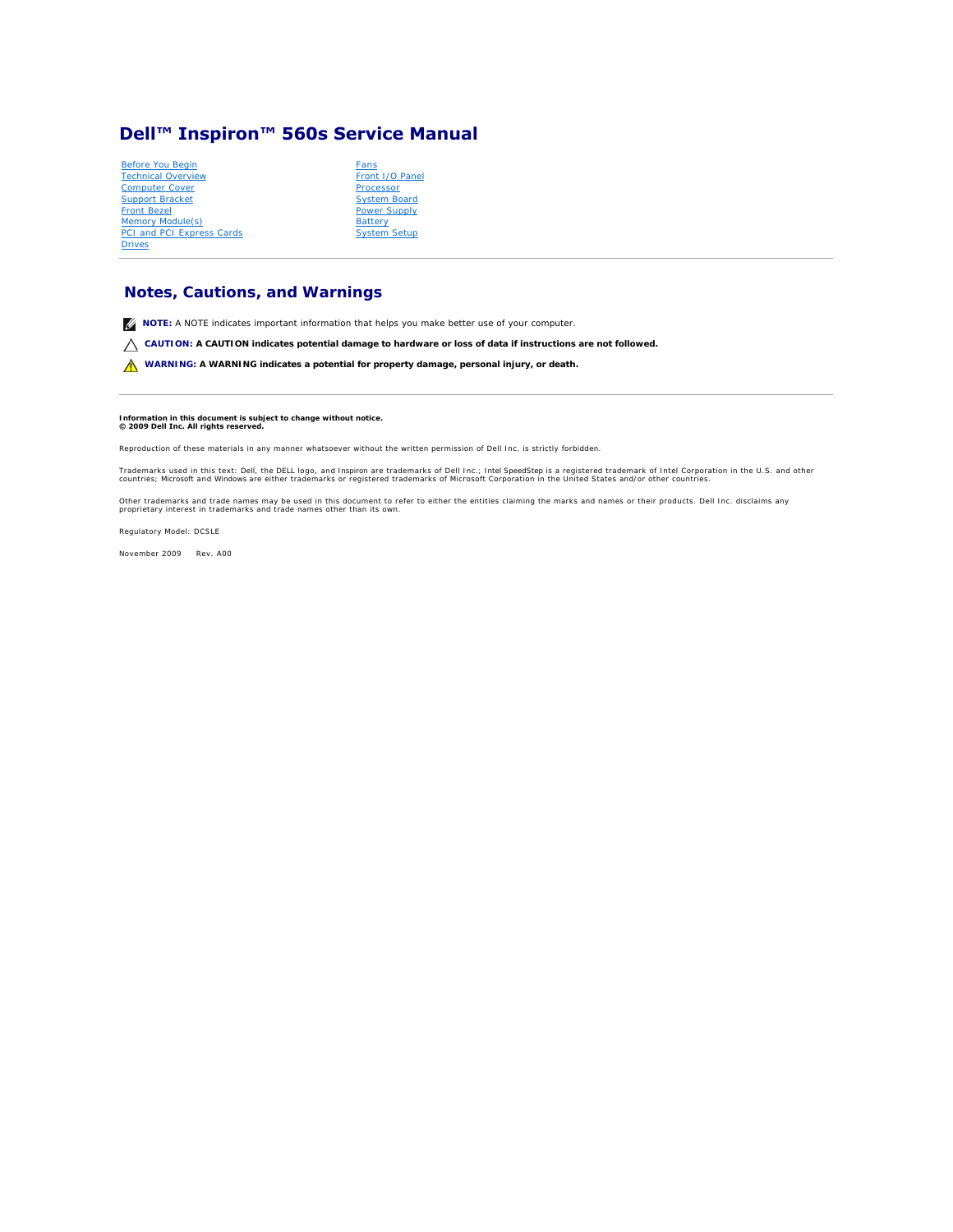# Dell™ Inspiron™ 560s Service Manual

- Before You Begin
- Technical Overview
- Computer Cover
- Support Bracket
- Front Bezel
- Memory Module(s)
- PCI and PCI Express Cards
- Drives
- Fans
- Front I/O Panel
- Processor
- System Board
- Power Supply
- Battery
- System Setup

---

## Notes, Cautions, and Warnings

**NOTE:** A NOTE indicates important information that helps you make better use of your computer.

**CAUTION: A CAUTION indicates potential damage to hardware or loss of data if instructions are not followed.**

**WARNING: A WARNING indicates a potential for property damage, personal injury, or death.**

---

**Information in this document is subject to change without notice.**
**© 2009 Dell Inc. All rights reserved.**

Reproduction of these materials in any manner whatsoever without the written permission of Dell Inc. is strictly forbidden.

Trademarks used in this text: Dell, the DELL logo, and Inspiron are trademarks of Dell Inc.; Intel SpeedStep is a registered trademark of Intel Corporation in the U.S. and other countries; Microsoft and Windows are either trademarks or registered trademarks of Microsoft Corporation in the United States and/or other countries.

Other trademarks and trade names may be used in this document to refer to either the entities claiming the marks and names or their products. Dell Inc. disclaims any proprietary interest in trademarks and trade names other than its own.

Regulatory Model: DCSLE

November 2009 Rev. A00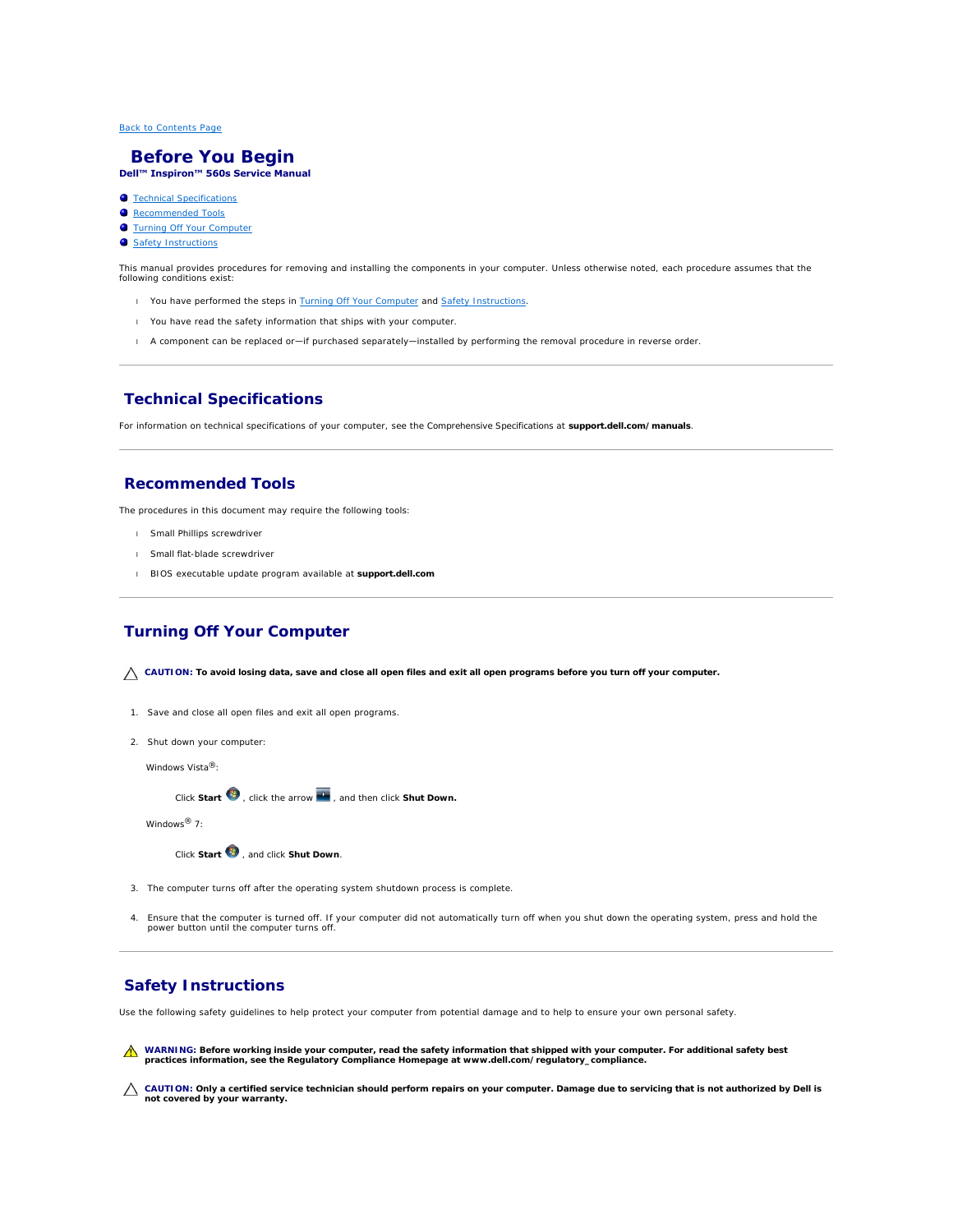[Back to Contents Page](#)

# Before You Begin

**Dell™ Inspiron™ 560s Service Manual**

- Technical Specifications
- Recommended Tools
- Turning Off Your Computer
- Safety Instructions

This manual provides procedures for removing and installing the components in your computer. Unless otherwise noted, each procedure assumes that the following conditions exist:

- You have performed the steps in Turning Off Your Computer and Safety Instructions.
- You have read the safety information that ships with your computer.
- A component can be replaced or—if purchased separately—installed by performing the removal procedure in reverse order.

## Technical Specifications

For information on technical specifications of your computer, see the Comprehensive Specifications at **support.dell.com/manuals**.

## Recommended Tools

The procedures in this document may require the following tools:

- Small Phillips screwdriver
- Small flat-blade screwdriver
- BIOS executable update program available at **support.dell.com**

## Turning Off Your Computer

**CAUTION: To avoid losing data, save and close all open files and exit all open programs before you turn off your computer.**

1. Save and close all open files and exit all open programs.
2. Shut down your computer:

   Windows Vista®:

   Click **Start**, click the arrow, and then click **Shut Down.**

   Windows® 7:

   Click **Start**, and click **Shut Down**.

3. The computer turns off after the operating system shutdown process is complete.
4. Ensure that the computer is turned off. If your computer did not automatically turn off when you shut down the operating system, press and hold the power button until the computer turns off.

## Safety Instructions

Use the following safety guidelines to help protect your computer from potential damage and to help to ensure your own personal safety.

**WARNING: Before working inside your computer, read the safety information that shipped with your computer. For additional safety best practices information, see the Regulatory Compliance Homepage at www.dell.com/regulatory_compliance.**

**CAUTION: Only a certified service technician should perform repairs on your computer. Damage due to servicing that is not authorized by Dell is not covered by your warranty.**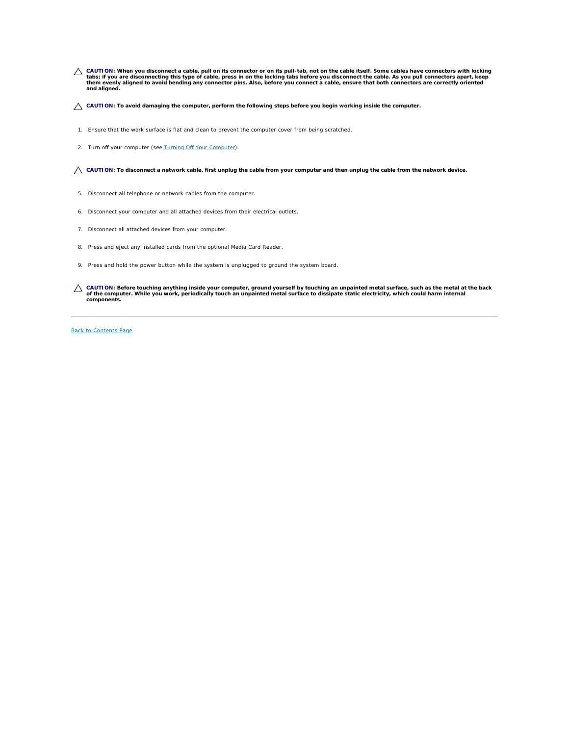**CAUTION:** **When you disconnect a cable, pull on its connector or on its pull-tab, not on the cable itself. Some cables have connectors with locking tabs; if you are disconnecting this type of cable, press in on the locking tabs before you disconnect the cable. As you pull connectors apart, keep them evenly aligned to avoid bending any connector pins. Also, before you connect a cable, ensure that both connectors are correctly oriented and aligned.**

**CAUTION:** **To avoid damaging the computer, perform the following steps before you begin working inside the computer.**

1. Ensure that the work surface is flat and clean to prevent the computer cover from being scratched.

2. Turn off your computer (see Turning Off Your Computer).

**CAUTION:** **To disconnect a network cable, first unplug the cable from your computer and then unplug the cable from the network device.**

5. Disconnect all telephone or network cables from the computer.

6. Disconnect your computer and all attached devices from their electrical outlets.

7. Disconnect all attached devices from your computer.

8. Press and eject any installed cards from the optional Media Card Reader.

9. Press and hold the power button while the system is unplugged to ground the system board.

**CAUTION:** **Before touching anything inside your computer, ground yourself by touching an unpainted metal surface, such as the metal at the back of the computer. While you work, periodically touch an unpainted metal surface to dissipate static electricity, which could harm internal components.**

---

Back to Contents Page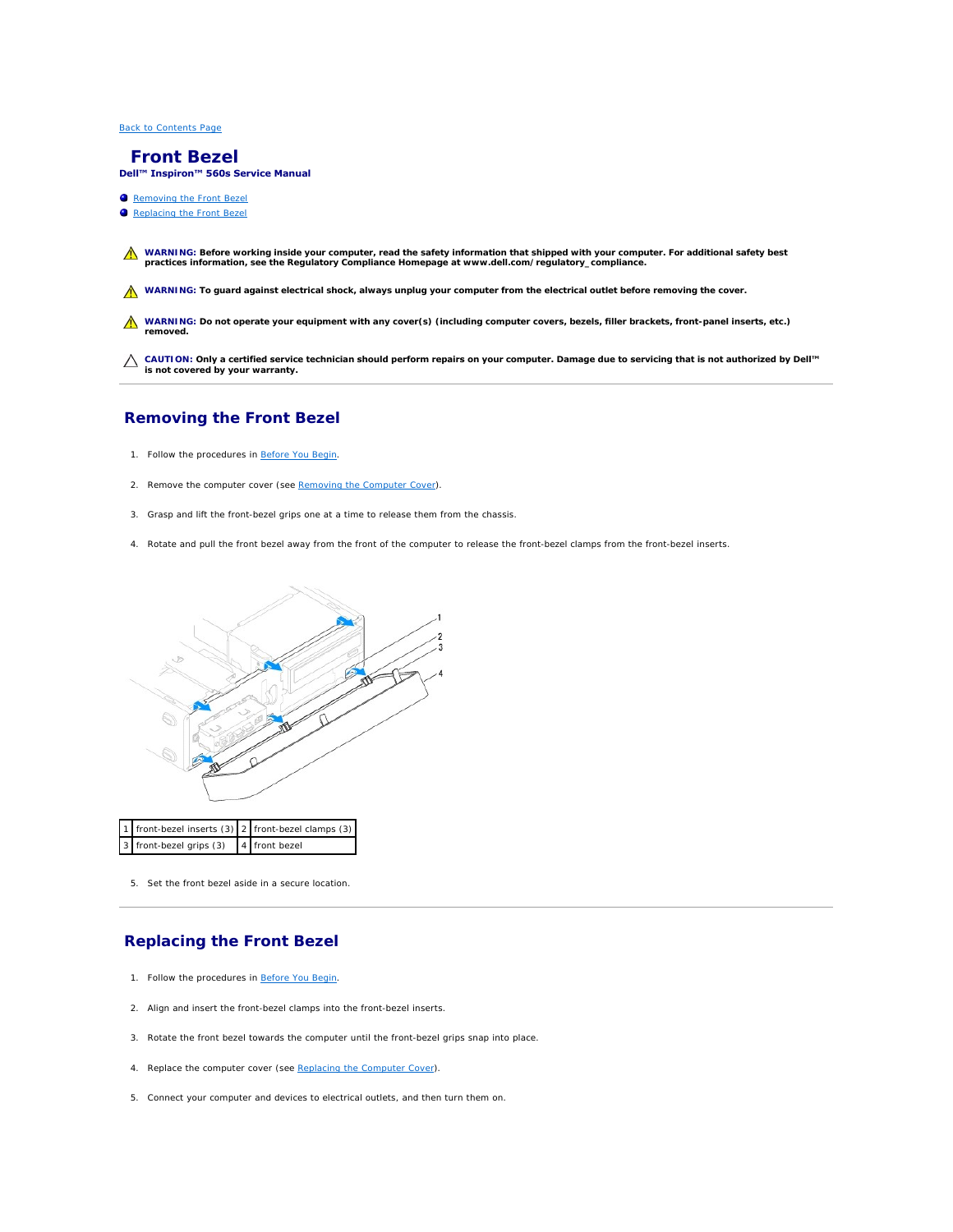[Back to Contents Page](#)

# Front Bezel

**Dell™ Inspiron™ 560s Service Manual**

- [Removing the Front Bezel](#)
- [Replacing the Front Bezel](#)

**WARNING: Before working inside your computer, read the safety information that shipped with your computer. For additional safety best practices information, see the Regulatory Compliance Homepage at www.dell.com/regulatory_compliance.**

**WARNING: To guard against electrical shock, always unplug your computer from the electrical outlet before removing the cover.**

**WARNING: Do not operate your equipment with any cover(s) (including computer covers, bezels, filler brackets, front-panel inserts, etc.) removed.**

**CAUTION: Only a certified service technician should perform repairs on your computer. Damage due to servicing that is not authorized by Dell™ is not covered by your warranty.**

## Removing the Front Bezel

1. Follow the procedures in [Before You Begin](#).
2. Remove the computer cover (see [Removing the Computer Cover](#)).
3. Grasp and lift the front-bezel grips one at a time to release them from the chassis.
4. Rotate and pull the front bezel away from the front of the computer to release the front-bezel clamps from the front-bezel inserts.

| 1 | front-bezel inserts (3) | 2 | front-bezel clamps (3) |
|---|---|---|---|
| 3 | front-bezel grips (3) | 4 | front bezel |

5. Set the front bezel aside in a secure location.

## Replacing the Front Bezel

1. Follow the procedures in [Before You Begin](#).
2. Align and insert the front-bezel clamps into the front-bezel inserts.
3. Rotate the front bezel towards the computer until the front-bezel grips snap into place.
4. Replace the computer cover (see [Replacing the Computer Cover](#)).
5. Connect your computer and devices to electrical outlets, and then turn them on.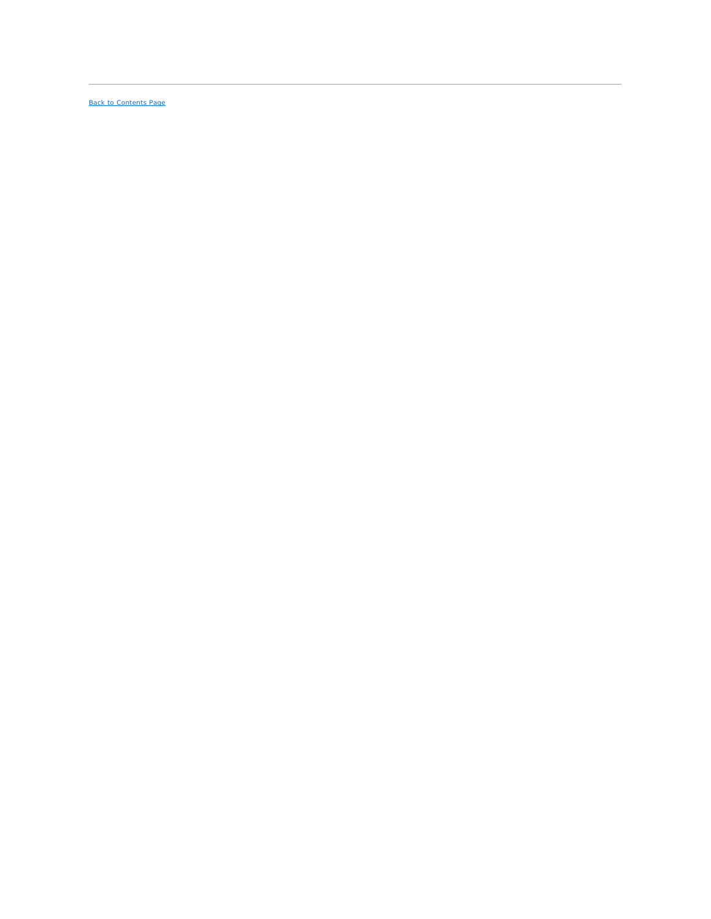[Back to Contents Page]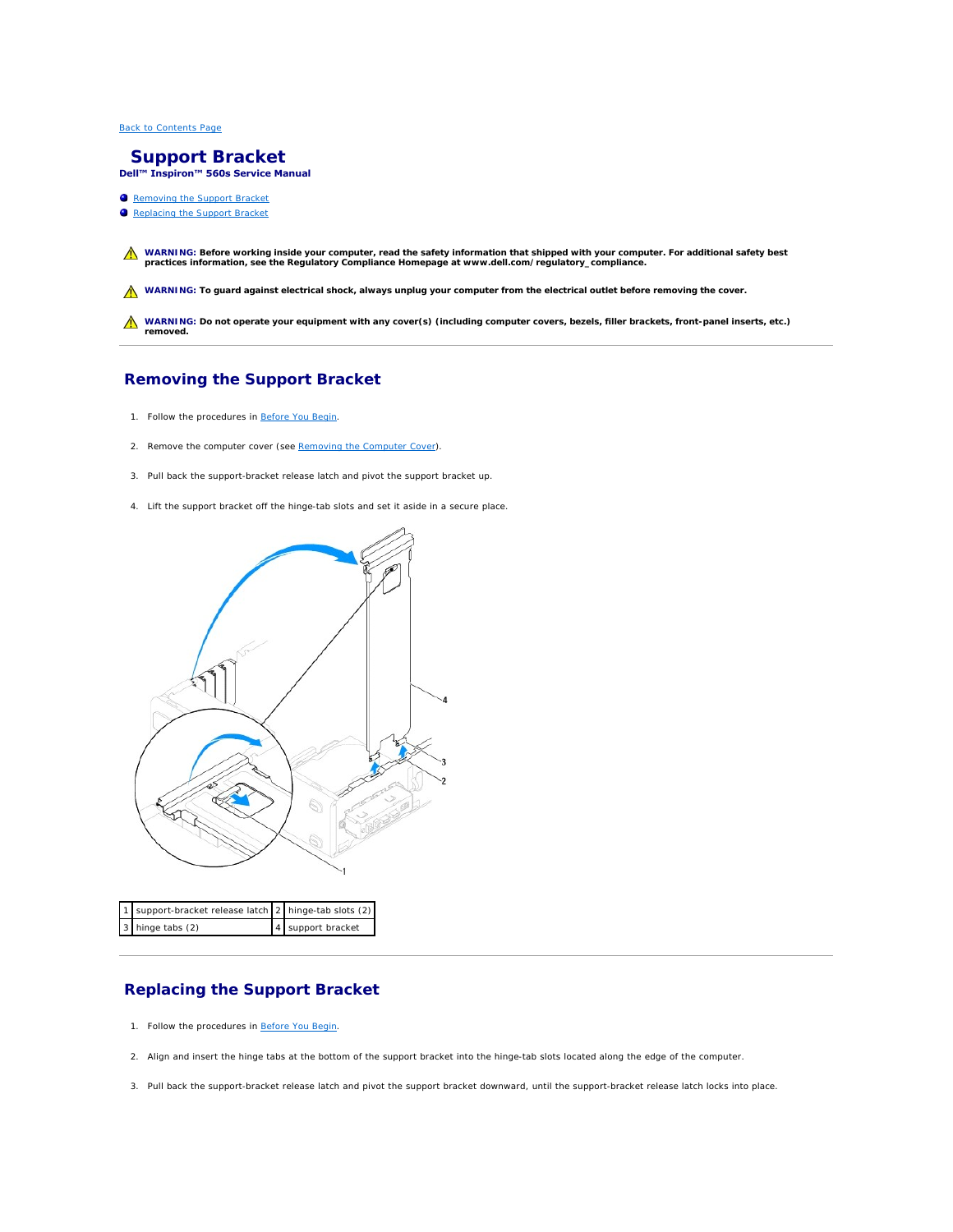[Back to Contents Page](#)

# Support Bracket

**Dell™ Inspiron™ 560s Service Manual**

- [Removing the Support Bracket](#)
- [Replacing the Support Bracket](#)

**WARNING: Before working inside your computer, read the safety information that shipped with your computer. For additional safety best practices information, see the Regulatory Compliance Homepage at www.dell.com/regulatory_compliance.**

**WARNING: To guard against electrical shock, always unplug your computer from the electrical outlet before removing the cover.**

**WARNING: Do not operate your equipment with any cover(s) (including computer covers, bezels, filler brackets, front-panel inserts, etc.) removed.**

## Removing the Support Bracket

1. Follow the procedures in [Before You Begin](#).
2. Remove the computer cover (see [Removing the Computer Cover](#)).
3. Pull back the support-bracket release latch and pivot the support bracket up.
4. Lift the support bracket off the hinge-tab slots and set it aside in a secure place.

| 1 | support-bracket release latch | 2 | hinge-tab slots (2) |
|---|---|---|---|
| 3 | hinge tabs (2) | 4 | support bracket |

## Replacing the Support Bracket

1. Follow the procedures in [Before You Begin](#).
2. Align and insert the hinge tabs at the bottom of the support bracket into the hinge-tab slots located along the edge of the computer.
3. Pull back the support-bracket release latch and pivot the support bracket downward, until the support-bracket release latch locks into place.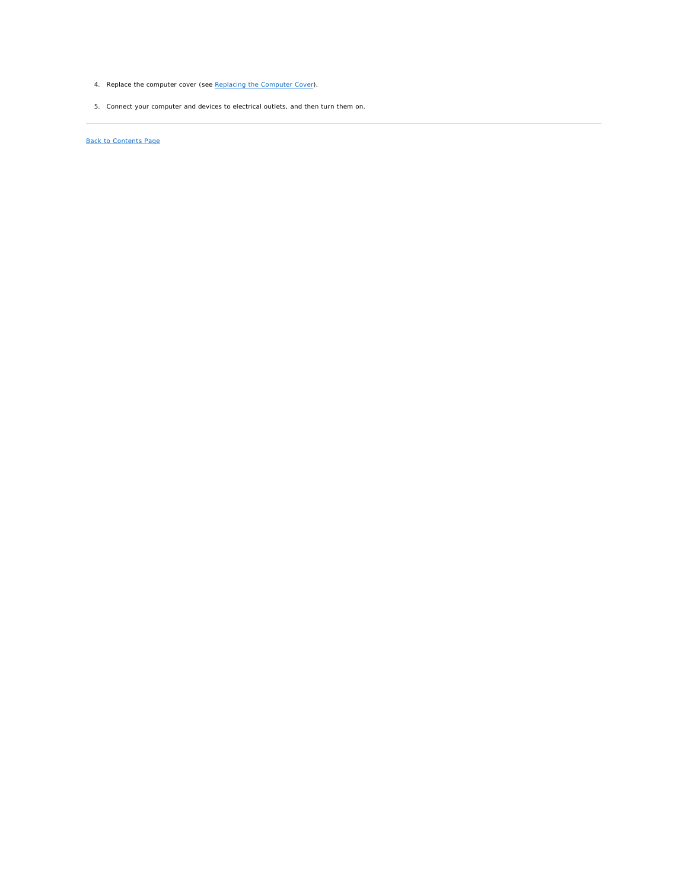4. Replace the computer cover (see Replacing the Computer Cover).

5. Connect your computer and devices to electrical outlets, and then turn them on.

---

Back to Contents Page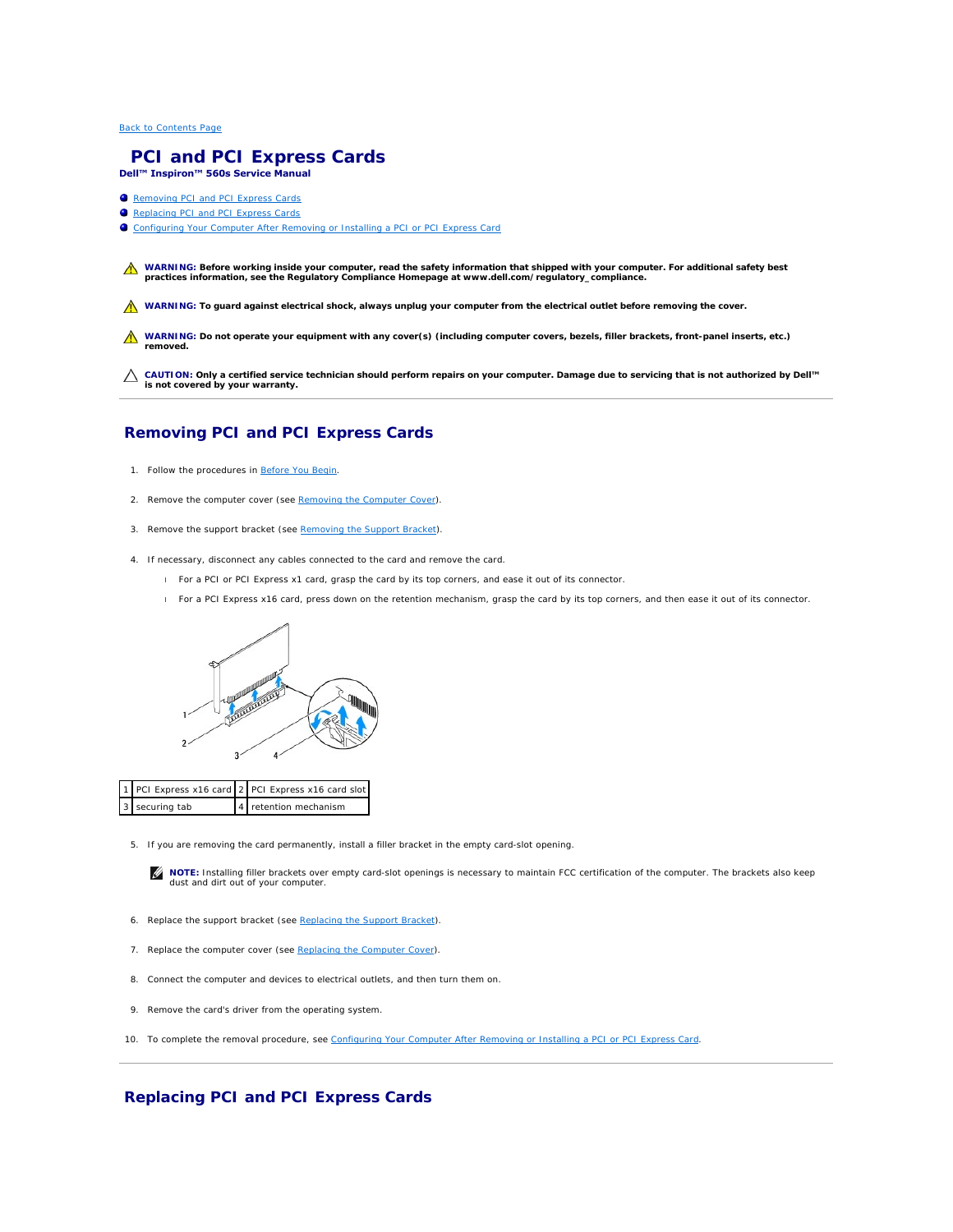Back to Contents Page

# PCI and PCI Express Cards

**Dell™ Inspiron™ 560s Service Manual**

- Removing PCI and PCI Express Cards
- Replacing PCI and PCI Express Cards
- Configuring Your Computer After Removing or Installing a PCI or PCI Express Card

**WARNING: Before working inside your computer, read the safety information that shipped with your computer. For additional safety best practices information, see the Regulatory Compliance Homepage at www.dell.com/regulatory_compliance.**

**WARNING: To guard against electrical shock, always unplug your computer from the electrical outlet before removing the cover.**

**WARNING: Do not operate your equipment with any cover(s) (including computer covers, bezels, filler brackets, front-panel inserts, etc.) removed.**

**CAUTION: Only a certified service technician should perform repairs on your computer. Damage due to servicing that is not authorized by Dell™ is not covered by your warranty.**

## Removing PCI and PCI Express Cards

1. Follow the procedures in Before You Begin.
2. Remove the computer cover (see Removing the Computer Cover).
3. Remove the support bracket (see Removing the Support Bracket).
4. If necessary, disconnect any cables connected to the card and remove the card.
   - For a PCI or PCI Express x1 card, grasp the card by its top corners, and ease it out of its connector.
   - For a PCI Express x16 card, press down on the retention mechanism, grasp the card by its top corners, and then ease it out of its connector.

| 1 | PCI Express x16 card | 2 | PCI Express x16 card slot |
|---|---|---|---|
| 3 | securing tab | 4 | retention mechanism |

5. If you are removing the card permanently, install a filler bracket in the empty card-slot opening.

   **NOTE:** Installing filler brackets over empty card-slot openings is necessary to maintain FCC certification of the computer. The brackets also keep dust and dirt out of your computer.

6. Replace the support bracket (see Replacing the Support Bracket).
7. Replace the computer cover (see Replacing the Computer Cover).
8. Connect the computer and devices to electrical outlets, and then turn them on.
9. Remove the card's driver from the operating system.
10. To complete the removal procedure, see Configuring Your Computer After Removing or Installing a PCI or PCI Express Card.

## Replacing PCI and PCI Express Cards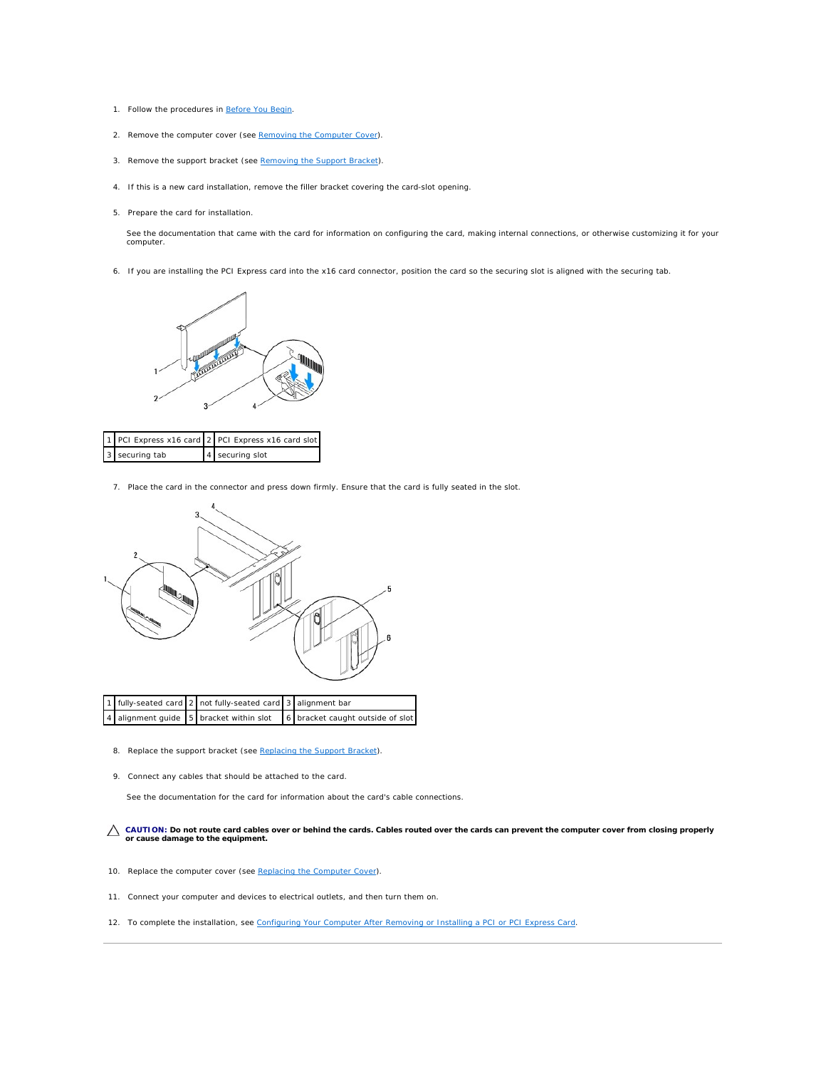1. Follow the procedures in Before You Begin.

2. Remove the computer cover (see Removing the Computer Cover).

3. Remove the support bracket (see Removing the Support Bracket).

4. If this is a new card installation, remove the filler bracket covering the card-slot opening.

5. Prepare the card for installation.

   See the documentation that came with the card for information on configuring the card, making internal connections, or otherwise customizing it for your computer.

6. If you are installing the PCI Express card into the x16 card connector, position the card so the securing slot is aligned with the securing tab.

| 1 | PCI Express x16 card | 2 | PCI Express x16 card slot |
|---|---|---|---|
| 3 | securing tab | 4 | securing slot |

7. Place the card in the connector and press down firmly. Ensure that the card is fully seated in the slot.

| 1 | fully-seated card | 2 | not fully-seated card | 3 | alignment bar |
|---|---|---|---|---|---|
| 4 | alignment guide | 5 | bracket within slot | 6 | bracket caught outside of slot |

8. Replace the support bracket (see Replacing the Support Bracket).

9. Connect any cables that should be attached to the card.

   See the documentation for the card for information about the card's cable connections.

**CAUTION: Do not route card cables over or behind the cards. Cables routed over the cards can prevent the computer cover from closing properly or cause damage to the equipment.**

10. Replace the computer cover (see Replacing the Computer Cover).

11. Connect your computer and devices to electrical outlets, and then turn them on.

12. To complete the installation, see Configuring Your Computer After Removing or Installing a PCI or PCI Express Card.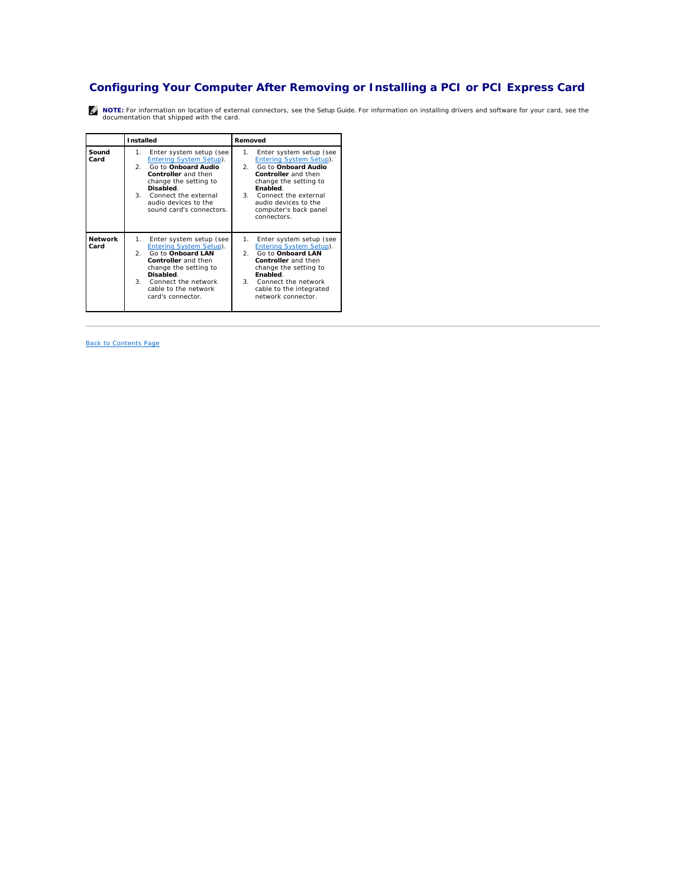# Configuring Your Computer After Removing or Installing a PCI or PCI Express Card

**NOTE:** For information on location of external connectors, see the Setup Guide. For information on installing drivers and software for your card, see the documentation that shipped with the card.

| | Installed | Removed |
|---|---|---|
| **Sound Card** | 1. Enter system setup (see Entering System Setup).<br>2. Go to **Onboard Audio Controller** and then change the setting to **Disabled**.<br>3. Connect the external audio devices to the sound card's connectors. | 1. Enter system setup (see Entering System Setup).<br>2. Go to **Onboard Audio Controller** and then change the setting to **Enabled**.<br>3. Connect the external audio devices to the computer's back panel connectors. |
| **Network Card** | 1. Enter system setup (see Entering System Setup).<br>2. Go to **Onboard LAN Controller** and then change the setting to **Disabled**.<br>3. Connect the network cable to the network card's connector. | 1. Enter system setup (see Entering System Setup).<br>2. Go to **Onboard LAN Controller** and then change the setting to **Enabled**.<br>3. Connect the network cable to the integrated network connector. |

---

Back to Contents Page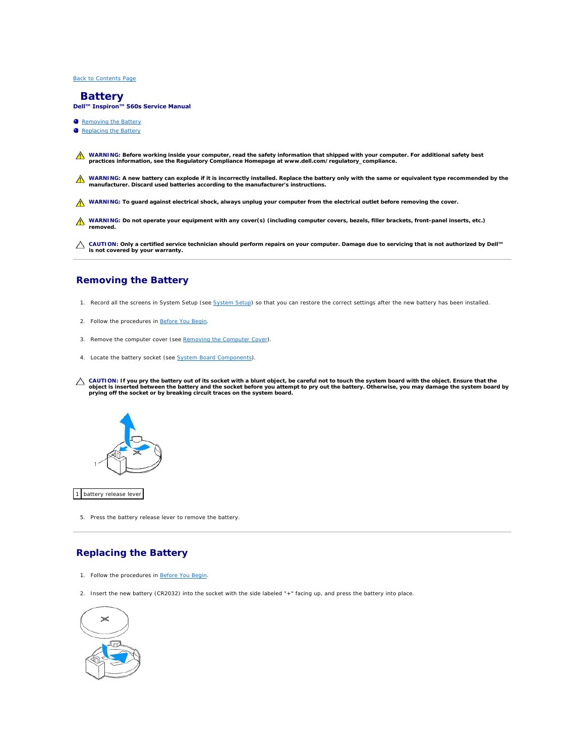Back to Contents Page

# Battery

**Dell™ Inspiron™ 560s Service Manual**

- Removing the Battery
- Replacing the Battery

**WARNING: Before working inside your computer, read the safety information that shipped with your computer. For additional safety best practices information, see the Regulatory Compliance Homepage at www.dell.com/regulatory_compliance.**

**WARNING: A new battery can explode if it is incorrectly installed. Replace the battery only with the same or equivalent type recommended by the manufacturer. Discard used batteries according to the manufacturer's instructions.**

**WARNING: To guard against electrical shock, always unplug your computer from the electrical outlet before removing the cover.**

**WARNING: Do not operate your equipment with any cover(s) (including computer covers, bezels, filler brackets, front-panel inserts, etc.) removed.**

**CAUTION: Only a certified service technician should perform repairs on your computer. Damage due to servicing that is not authorized by Dell™ is not covered by your warranty.**

## Removing the Battery

1. Record all the screens in System Setup (see System Setup) so that you can restore the correct settings after the new battery has been installed.
2. Follow the procedures in Before You Begin.
3. Remove the computer cover (see Removing the Computer Cover).
4. Locate the battery socket (see System Board Components).

**CAUTION: If you pry the battery out of its socket with a blunt object, be careful not to touch the system board with the object. Ensure that the object is inserted between the battery and the socket before you attempt to pry out the battery. Otherwise, you may damage the system board by prying off the socket or by breaking circuit traces on the system board.**

| 1 | battery release lever |
|---|---|

5. Press the battery release lever to remove the battery.

## Replacing the Battery

1. Follow the procedures in Before You Begin.
2. Insert the new battery (CR2032) into the socket with the side labeled "+" facing up, and press the battery into place.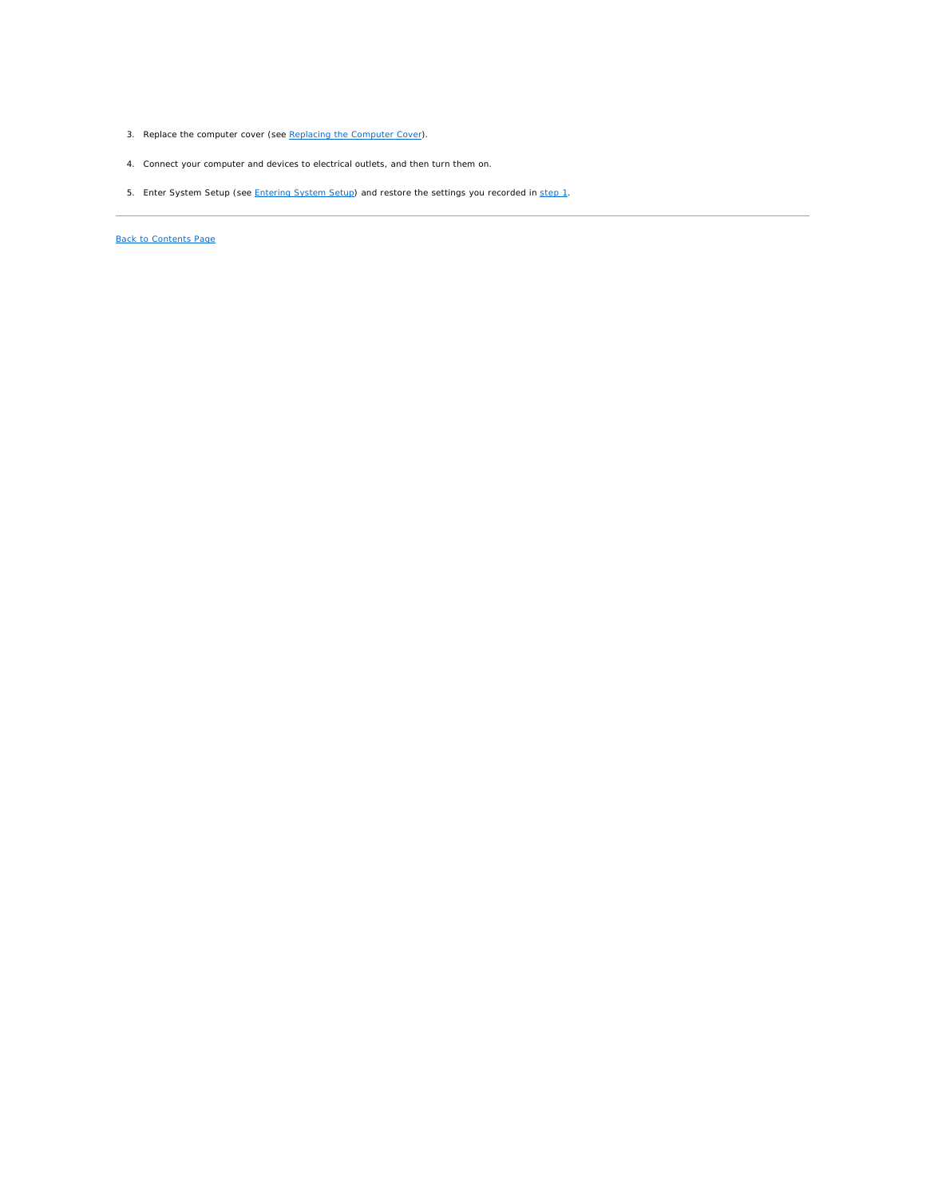3. Replace the computer cover (see Replacing the Computer Cover).

4. Connect your computer and devices to electrical outlets, and then turn them on.

5. Enter System Setup (see Entering System Setup) and restore the settings you recorded in step 1.

---

Back to Contents Page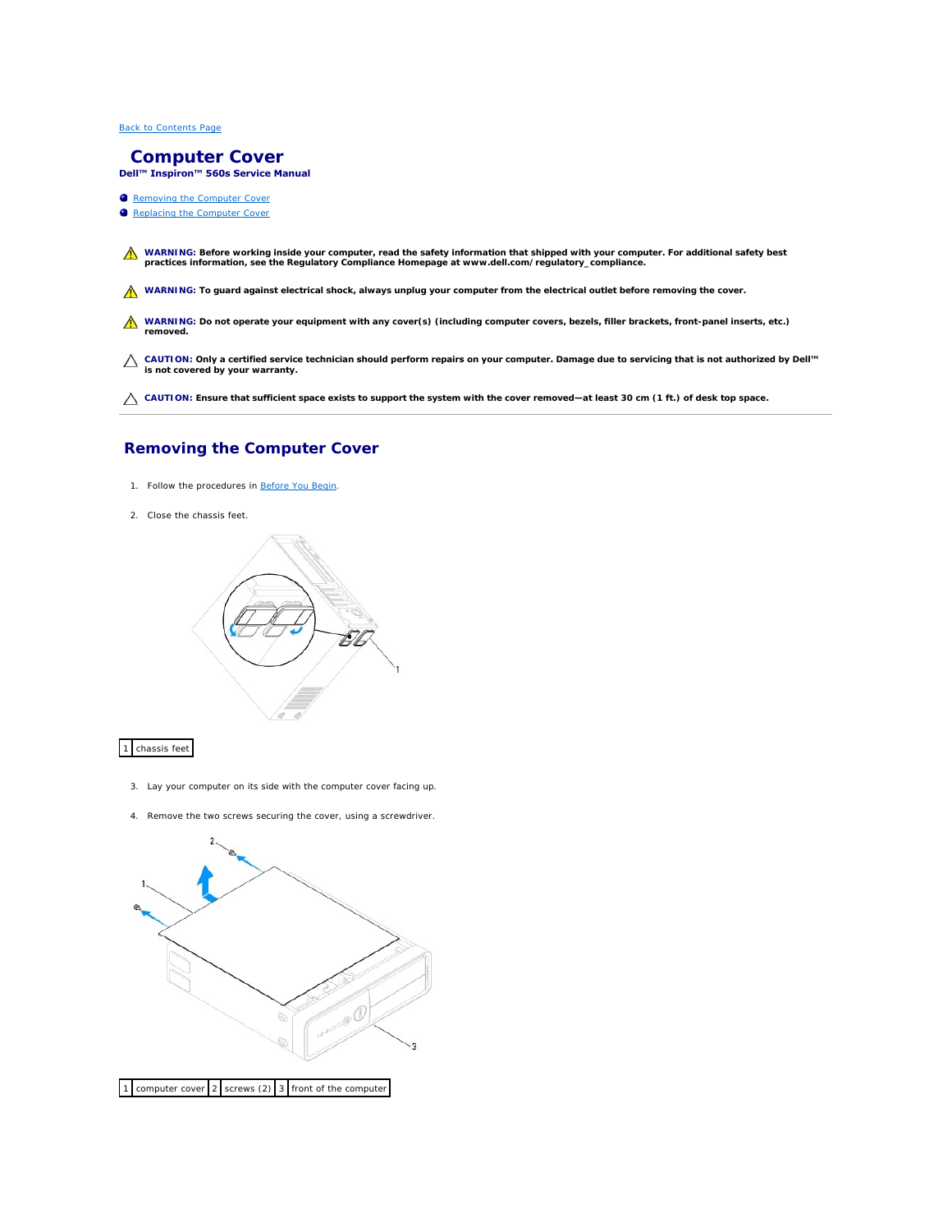[Back to Contents Page](#)

# Computer Cover

**Dell™ Inspiron™ 560s Service Manual**

- [Removing the Computer Cover](#)
- [Replacing the Computer Cover](#)

**WARNING: Before working inside your computer, read the safety information that shipped with your computer. For additional safety best practices information, see the Regulatory Compliance Homepage at www.dell.com/regulatory_compliance.**

**WARNING: To guard against electrical shock, always unplug your computer from the electrical outlet before removing the cover.**

**WARNING: Do not operate your equipment with any cover(s) (including computer covers, bezels, filler brackets, front-panel inserts, etc.) removed.**

**CAUTION: Only a certified service technician should perform repairs on your computer. Damage due to servicing that is not authorized by Dell™ is not covered by your warranty.**

**CAUTION: Ensure that sufficient space exists to support the system with the cover removed—at least 30 cm (1 ft.) of desk top space.**

## Removing the Computer Cover

1. Follow the procedures in [Before You Begin](#).
2. Close the chassis feet.

| 1 | chassis feet |
|---|---|

3. Lay your computer on its side with the computer cover facing up.
4. Remove the two screws securing the cover, using a screwdriver.

| 1 | computer cover | 2 | screws (2) | 3 | front of the computer |
|---|---|---|---|---|---|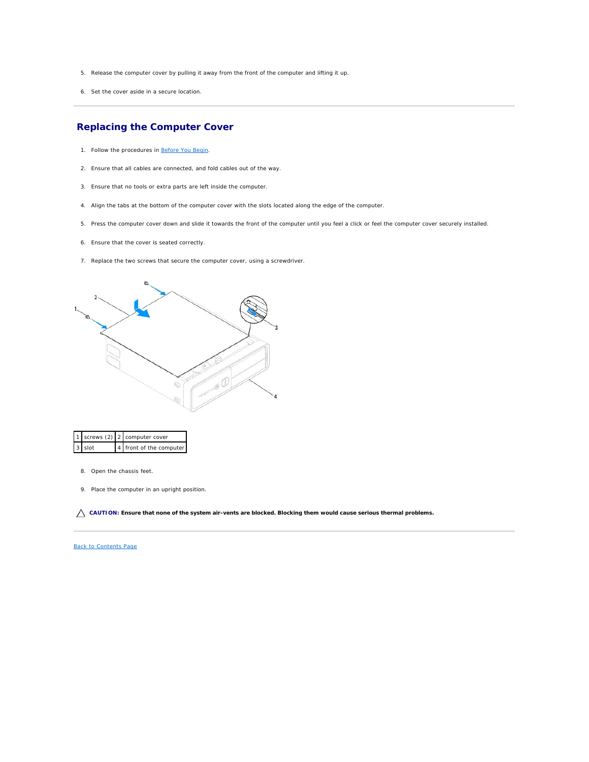5. Release the computer cover by pulling it away from the front of the computer and lifting it up.
6. Set the cover aside in a secure location.

---

## Replacing the Computer Cover

1. Follow the procedures in Before You Begin.
2. Ensure that all cables are connected, and fold cables out of the way.
3. Ensure that no tools or extra parts are left inside the computer.
4. Align the tabs at the bottom of the computer cover with the slots located along the edge of the computer.
5. Press the computer cover down and slide it towards the front of the computer until you feel a click or feel the computer cover securely installed.
6. Ensure that the cover is seated correctly.
7. Replace the two screws that secure the computer cover, using a screwdriver.

| 1 | screws (2) | 2 | computer cover |
|---|---|---|---|
| 3 | slot | 4 | front of the computer |

8. Open the chassis feet.
9. Place the computer in an upright position.

**CAUTION: Ensure that none of the system air-vents are blocked. Blocking them would cause serious thermal problems.**

---

Back to Contents Page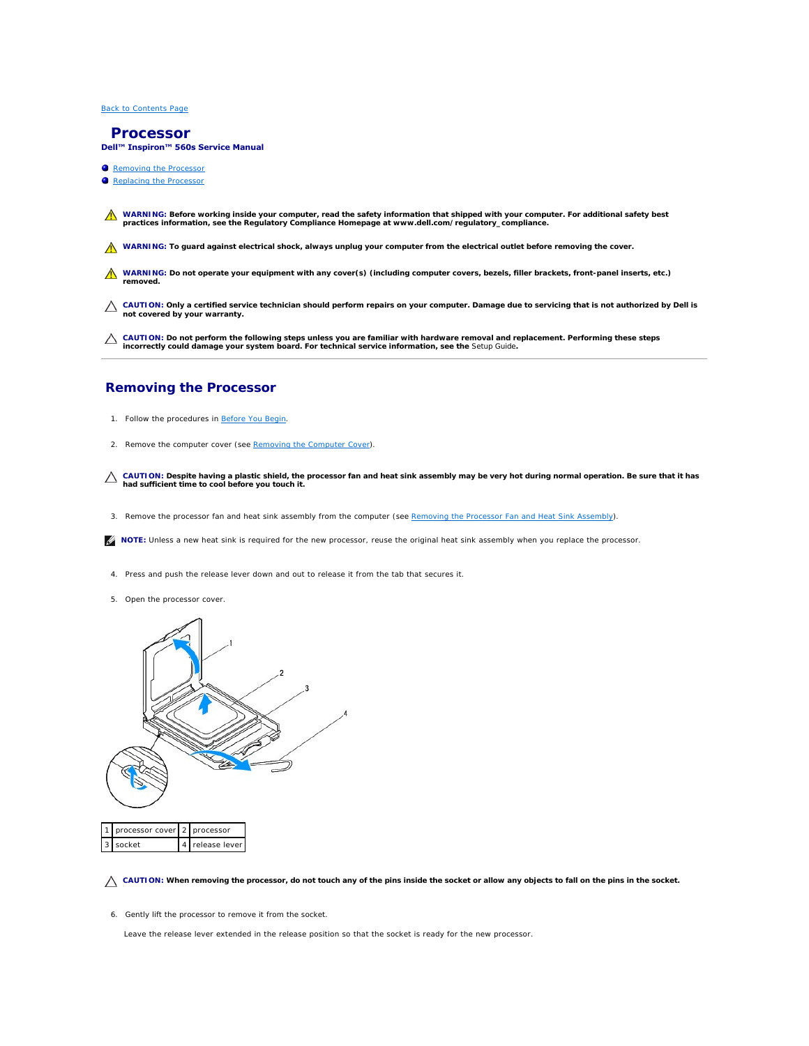Back to Contents Page

# Processor

**Dell™ Inspiron™ 560s Service Manual**

- Removing the Processor
- Replacing the Processor

**WARNING: Before working inside your computer, read the safety information that shipped with your computer. For additional safety best practices information, see the Regulatory Compliance Homepage at www.dell.com/regulatory_compliance.**

**WARNING: To guard against electrical shock, always unplug your computer from the electrical outlet before removing the cover.**

**WARNING: Do not operate your equipment with any cover(s) (including computer covers, bezels, filler brackets, front-panel inserts, etc.) removed.**

**CAUTION: Only a certified service technician should perform repairs on your computer. Damage due to servicing that is not authorized by Dell is not covered by your warranty.**

**CAUTION: Do not perform the following steps unless you are familiar with hardware removal and replacement. Performing these steps incorrectly could damage your system board. For technical service information, see the** Setup Guide**.**

## Removing the Processor

1. Follow the procedures in Before You Begin.
2. Remove the computer cover (see Removing the Computer Cover).

**CAUTION: Despite having a plastic shield, the processor fan and heat sink assembly may be very hot during normal operation. Be sure that it has had sufficient time to cool before you touch it.**

3. Remove the processor fan and heat sink assembly from the computer (see Removing the Processor Fan and Heat Sink Assembly).

**NOTE:** Unless a new heat sink is required for the new processor, reuse the original heat sink assembly when you replace the processor.

4. Press and push the release lever down and out to release it from the tab that secures it.
5. Open the processor cover.

| 1 | processor cover | 2 | processor |
|---|---|---|---|
| 3 | socket | 4 | release lever |

**CAUTION: When removing the processor, do not touch any of the pins inside the socket or allow any objects to fall on the pins in the socket.**

6. Gently lift the processor to remove it from the socket.

   Leave the release lever extended in the release position so that the socket is ready for the new processor.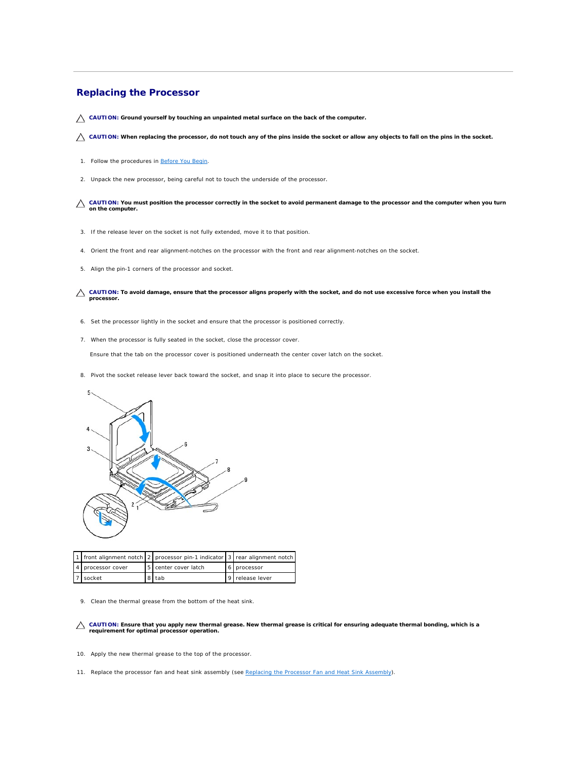## Replacing the Processor

**CAUTION: Ground yourself by touching an unpainted metal surface on the back of the computer.**

**CAUTION: When replacing the processor, do not touch any of the pins inside the socket or allow any objects to fall on the pins in the socket.**

1. Follow the procedures in Before You Begin.

2. Unpack the new processor, being careful not to touch the underside of the processor.

**CAUTION: You must position the processor correctly in the socket to avoid permanent damage to the processor and the computer when you turn on the computer.**

3. If the release lever on the socket is not fully extended, move it to that position.

4. Orient the front and rear alignment-notches on the processor with the front and rear alignment-notches on the socket.

5. Align the pin-1 corners of the processor and socket.

**CAUTION: To avoid damage, ensure that the processor aligns properly with the socket, and do not use excessive force when you install the processor.**

6. Set the processor lightly in the socket and ensure that the processor is positioned correctly.

7. When the processor is fully seated in the socket, close the processor cover.

   Ensure that the tab on the processor cover is positioned underneath the center cover latch on the socket.

8. Pivot the socket release lever back toward the socket, and snap it into place to secure the processor.

| 1 | front alignment notch | 2 | processor pin-1 indicator | 3 | rear alignment notch |
|---|---|---|---|---|---|
| 4 | processor cover | 5 | center cover latch | 6 | processor |
| 7 | socket | 8 | tab | 9 | release lever |

9. Clean the thermal grease from the bottom of the heat sink.

**CAUTION: Ensure that you apply new thermal grease. New thermal grease is critical for ensuring adequate thermal bonding, which is a requirement for optimal processor operation.**

10. Apply the new thermal grease to the top of the processor.

11. Replace the processor fan and heat sink assembly (see Replacing the Processor Fan and Heat Sink Assembly).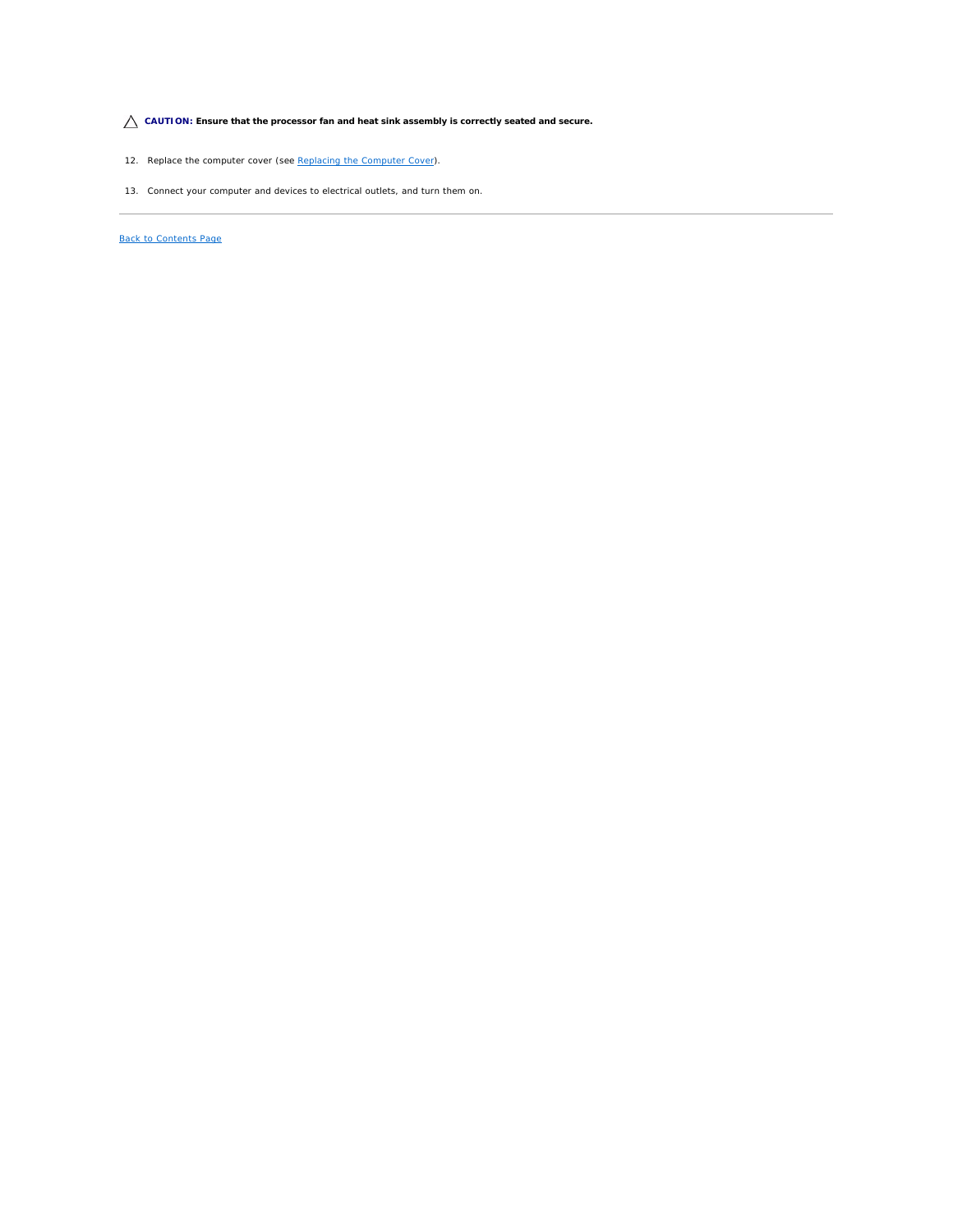⚠ **CAUTION: Ensure that the processor fan and heat sink assembly is correctly seated and secure.**

12. Replace the computer cover (see Replacing the Computer Cover).

13. Connect your computer and devices to electrical outlets, and turn them on.

---

Back to Contents Page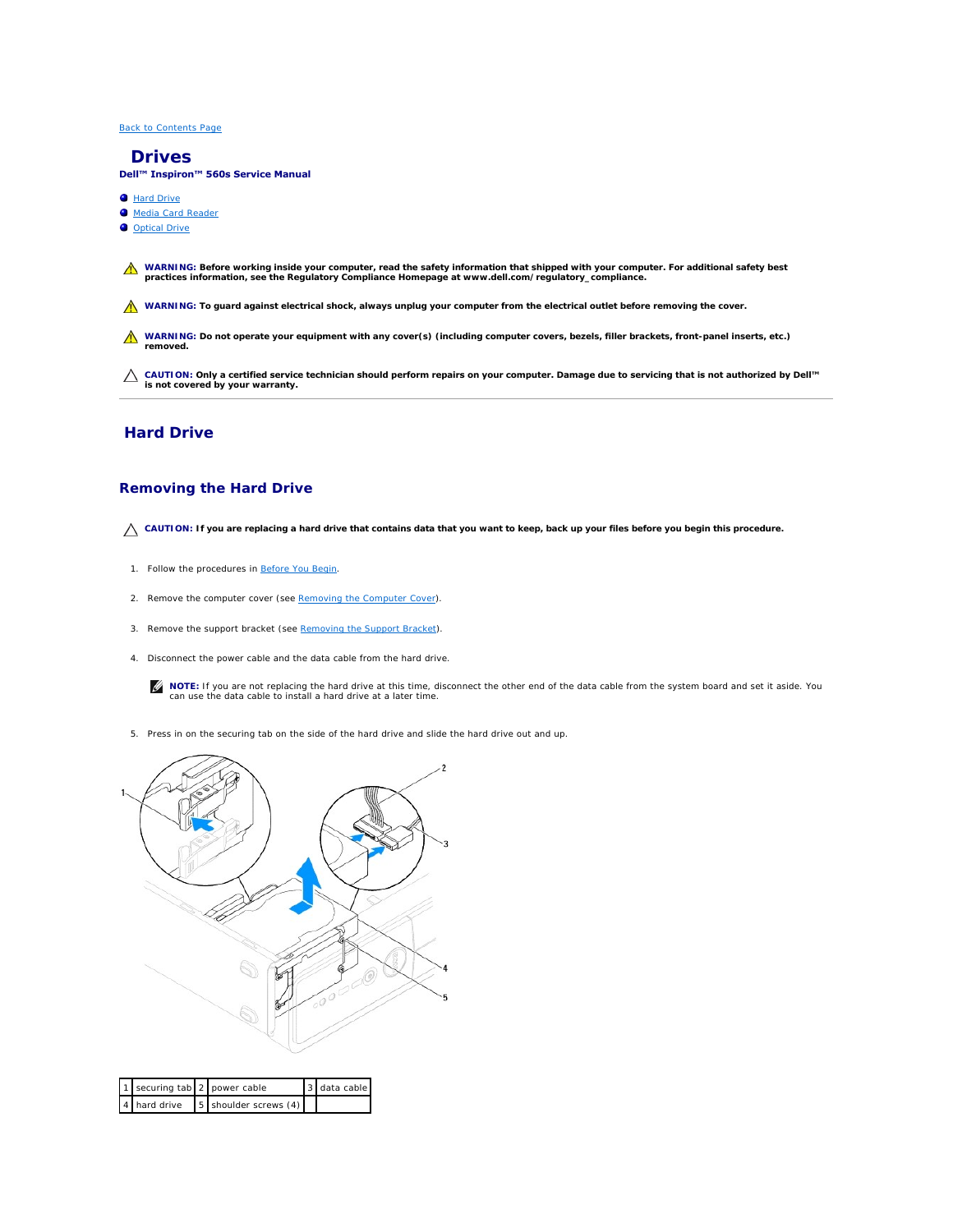[Back to Contents Page](#)

# Drives

**Dell™ Inspiron™ 560s Service Manual**

- [Hard Drive](#)
- [Media Card Reader](#)
- [Optical Drive](#)

**WARNING: Before working inside your computer, read the safety information that shipped with your computer. For additional safety best practices information, see the Regulatory Compliance Homepage at www.dell.com/regulatory_compliance.**

**WARNING: To guard against electrical shock, always unplug your computer from the electrical outlet before removing the cover.**

**WARNING: Do not operate your equipment with any cover(s) (including computer covers, bezels, filler brackets, front-panel inserts, etc.) removed.**

**CAUTION: Only a certified service technician should perform repairs on your computer. Damage due to servicing that is not authorized by Dell™ is not covered by your warranty.**

---

## Hard Drive

### Removing the Hard Drive

**CAUTION: If you are replacing a hard drive that contains data that you want to keep, back up your files before you begin this procedure.**

1. Follow the procedures in [Before You Begin](#).
2. Remove the computer cover (see [Removing the Computer Cover](#)).
3. Remove the support bracket (see [Removing the Support Bracket](#)).
4. Disconnect the power cable and the data cable from the hard drive.

   **NOTE:** If you are not replacing the hard drive at this time, disconnect the other end of the data cable from the system board and set it aside. You can use the data cable to install a hard drive at a later time.

5. Press in on the securing tab on the side of the hard drive and slide the hard drive out and up.

| 1 | securing tab | 2 | power cable | 3 | data cable |
|---|---|---|---|---|---|
| 4 | hard drive | 5 | shoulder screws (4) | | |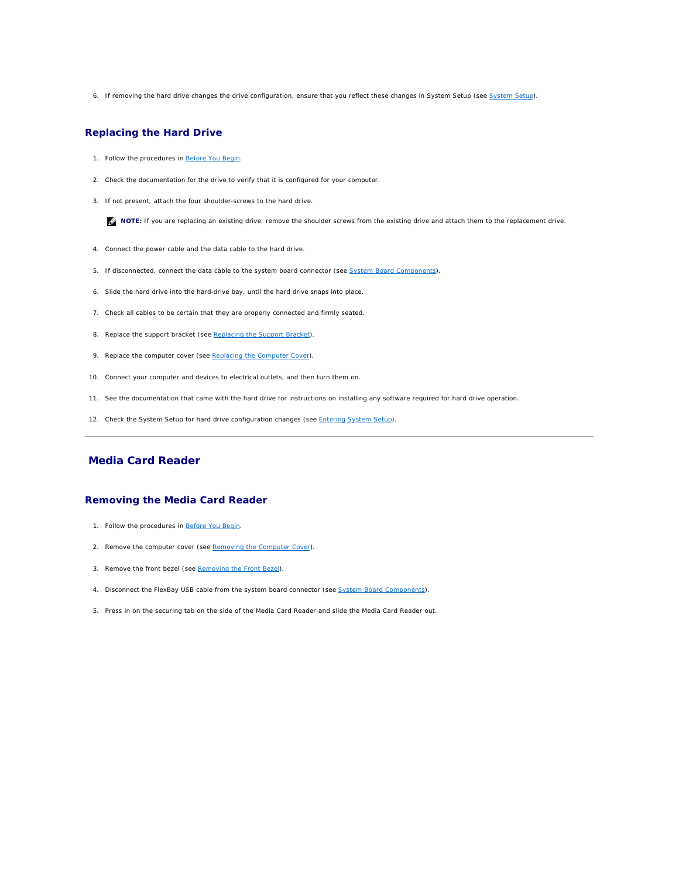6. If removing the hard drive changes the drive configuration, ensure that you reflect these changes in System Setup (see System Setup).

### Replacing the Hard Drive

1. Follow the procedures in Before You Begin.
2. Check the documentation for the drive to verify that it is configured for your computer.
3. If not present, attach the four shoulder-screws to the hard drive.

   **NOTE:** If you are replacing an existing drive, remove the shoulder screws from the existing drive and attach them to the replacement drive.

4. Connect the power cable and the data cable to the hard drive.
5. If disconnected, connect the data cable to the system board connector (see System Board Components).
6. Slide the hard drive into the hard-drive bay, until the hard drive snaps into place.
7. Check all cables to be certain that they are properly connected and firmly seated.
8. Replace the support bracket (see Replacing the Support Bracket).
9. Replace the computer cover (see Replacing the Computer Cover).
10. Connect your computer and devices to electrical outlets, and then turn them on.
11. See the documentation that came with the hard drive for instructions on installing any software required for hard drive operation.
12. Check the System Setup for hard drive configuration changes (see Entering System Setup).

---

## Media Card Reader

### Removing the Media Card Reader

1. Follow the procedures in Before You Begin.
2. Remove the computer cover (see Removing the Computer Cover).
3. Remove the front bezel (see Removing the Front Bezel).
4. Disconnect the FlexBay USB cable from the system board connector (see System Board Components).
5. Press in on the securing tab on the side of the Media Card Reader and slide the Media Card Reader out.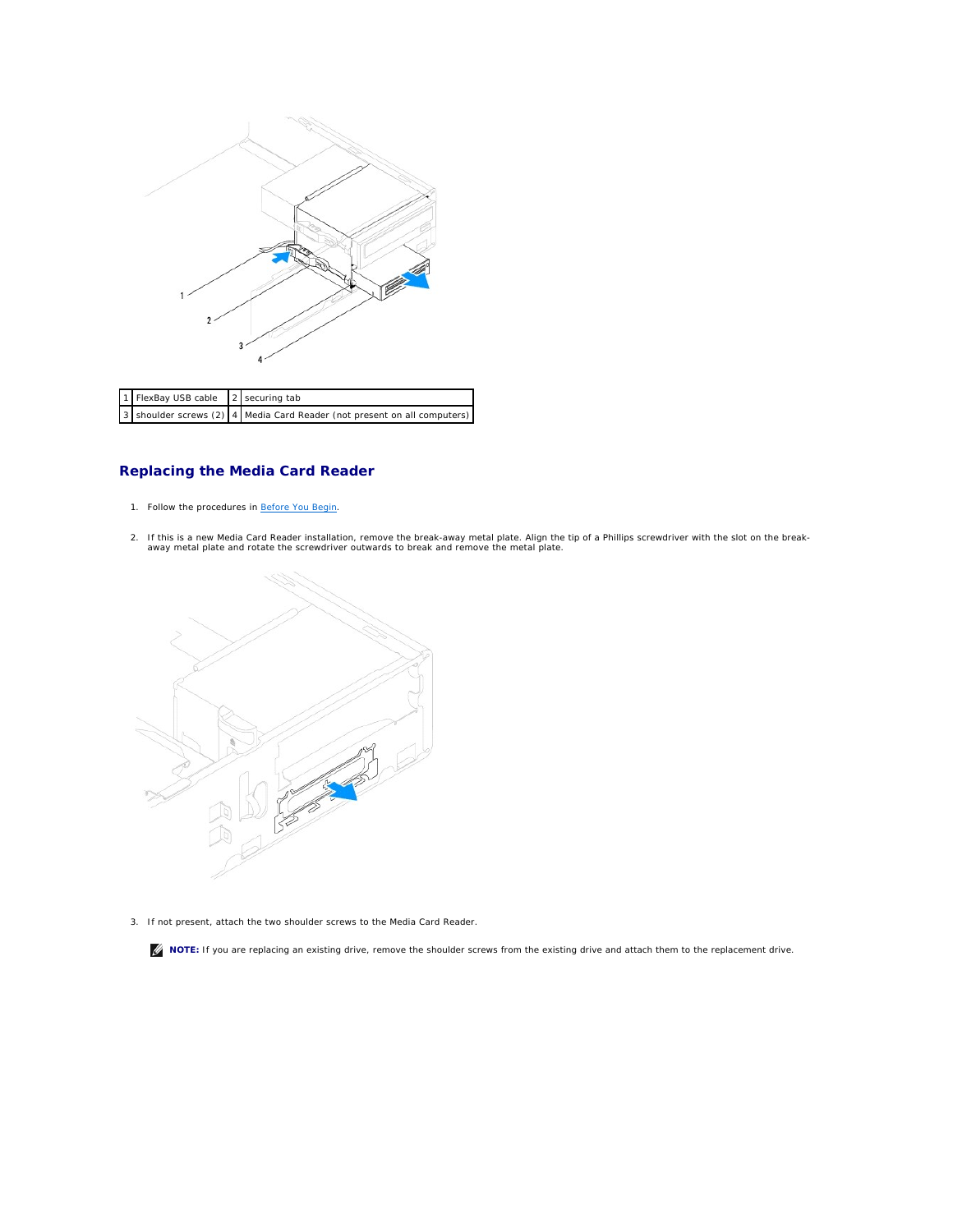| 1 | FlexBay USB cable | 2 | securing tab |
|---|---|---|---|
| 3 | shoulder screws (2) | 4 | Media Card Reader (not present on all computers) |

## Replacing the Media Card Reader

1. Follow the procedures in Before You Begin.

2. If this is a new Media Card Reader installation, remove the break-away metal plate. Align the tip of a Phillips screwdriver with the slot on the break-away metal plate and rotate the screwdriver outwards to break and remove the metal plate.

3. If not present, attach the two shoulder screws to the Media Card Reader.

**NOTE:** If you are replacing an existing drive, remove the shoulder screws from the existing drive and attach them to the replacement drive.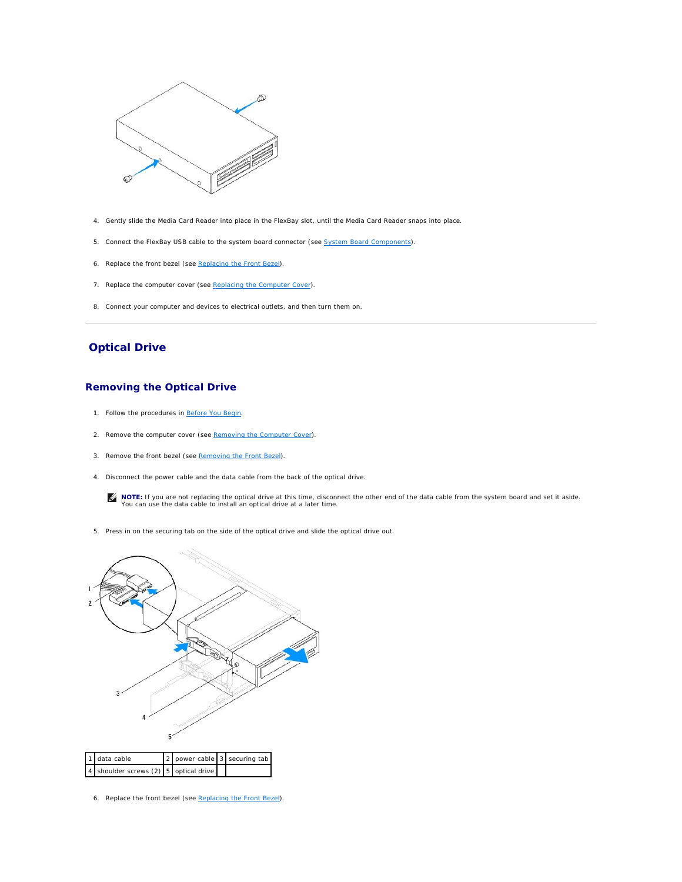4. Gently slide the Media Card Reader into place in the FlexBay slot, until the Media Card Reader snaps into place.

5. Connect the FlexBay USB cable to the system board connector (see System Board Components).

6. Replace the front bezel (see Replacing the Front Bezel).

7. Replace the computer cover (see Replacing the Computer Cover).

8. Connect your computer and devices to electrical outlets, and then turn them on.

---

# Optical Drive

## Removing the Optical Drive

1. Follow the procedures in Before You Begin.

2. Remove the computer cover (see Removing the Computer Cover).

3. Remove the front bezel (see Removing the Front Bezel).

4. Disconnect the power cable and the data cable from the back of the optical drive.

   **NOTE:** If you are not replacing the optical drive at this time, disconnect the other end of the data cable from the system board and set it aside. You can use the data cable to install an optical drive at a later time.

5. Press in on the securing tab on the side of the optical drive and slide the optical drive out.

| 1 | data cable | 2 | power cable | 3 | securing tab |
|---|---|---|---|---|---|
| 4 | shoulder screws (2) | 5 | optical drive | | |

6. Replace the front bezel (see Replacing the Front Bezel).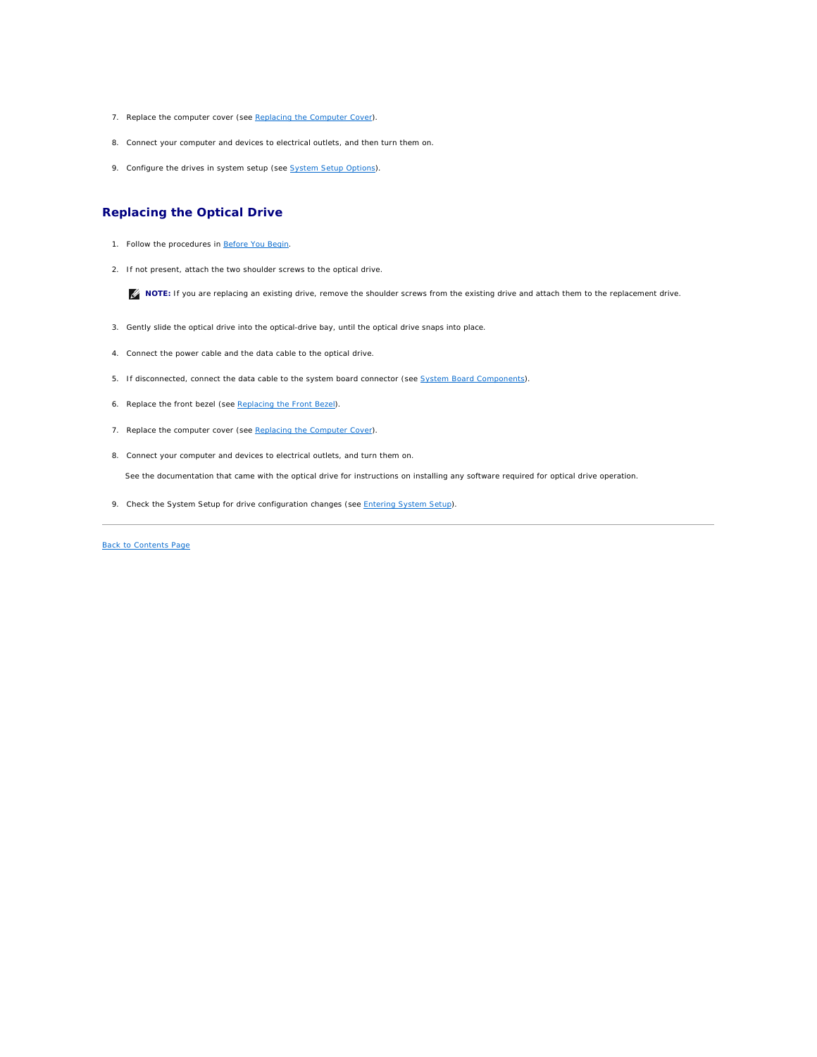7. Replace the computer cover (see Replacing the Computer Cover).

8. Connect your computer and devices to electrical outlets, and then turn them on.

9. Configure the drives in system setup (see System Setup Options).

## Replacing the Optical Drive

1. Follow the procedures in Before You Begin.

2. If not present, attach the two shoulder screws to the optical drive.

   **NOTE:** If you are replacing an existing drive, remove the shoulder screws from the existing drive and attach them to the replacement drive.

3. Gently slide the optical drive into the optical-drive bay, until the optical drive snaps into place.

4. Connect the power cable and the data cable to the optical drive.

5. If disconnected, connect the data cable to the system board connector (see System Board Components).

6. Replace the front bezel (see Replacing the Front Bezel).

7. Replace the computer cover (see Replacing the Computer Cover).

8. Connect your computer and devices to electrical outlets, and turn them on.

   See the documentation that came with the optical drive for instructions on installing any software required for optical drive operation.

9. Check the System Setup for drive configuration changes (see Entering System Setup).

---

Back to Contents Page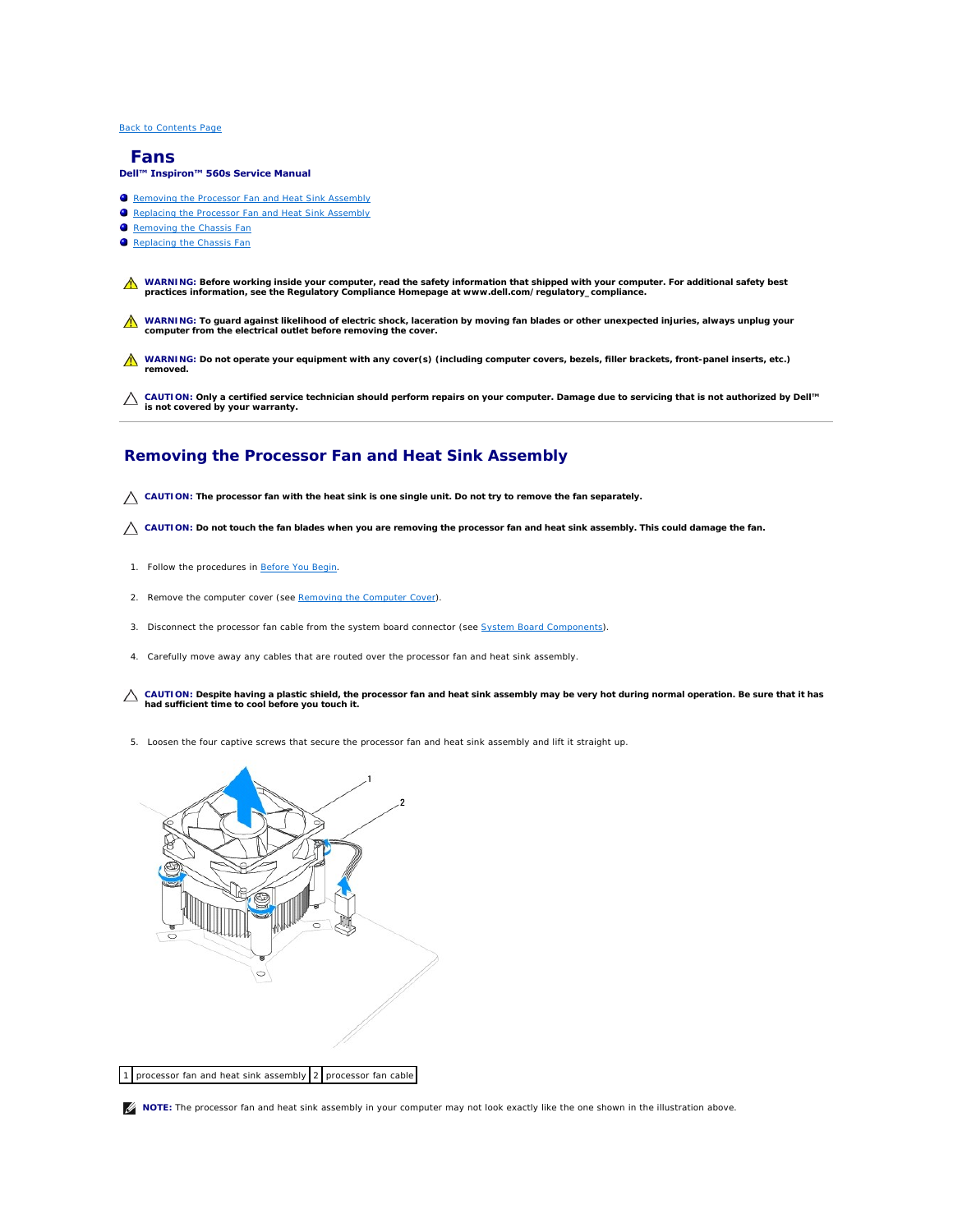Back to Contents Page

# Fans

**Dell™ Inspiron™ 560s Service Manual**

- Removing the Processor Fan and Heat Sink Assembly
- Replacing the Processor Fan and Heat Sink Assembly
- Removing the Chassis Fan
- Replacing the Chassis Fan

**WARNING: Before working inside your computer, read the safety information that shipped with your computer. For additional safety best practices information, see the Regulatory Compliance Homepage at www.dell.com/regulatory_compliance.**

**WARNING: To guard against likelihood of electric shock, laceration by moving fan blades or other unexpected injuries, always unplug your computer from the electrical outlet before removing the cover.**

**WARNING: Do not operate your equipment with any cover(s) (including computer covers, bezels, filler brackets, front-panel inserts, etc.) removed.**

**CAUTION: Only a certified service technician should perform repairs on your computer. Damage due to servicing that is not authorized by Dell™ is not covered by your warranty.**

---

## Removing the Processor Fan and Heat Sink Assembly

**CAUTION: The processor fan with the heat sink is one single unit. Do not try to remove the fan separately.**

**CAUTION: Do not touch the fan blades when you are removing the processor fan and heat sink assembly. This could damage the fan.**

1. Follow the procedures in Before You Begin.
2. Remove the computer cover (see Removing the Computer Cover).
3. Disconnect the processor fan cable from the system board connector (see System Board Components).
4. Carefully move away any cables that are routed over the processor fan and heat sink assembly.

**CAUTION: Despite having a plastic shield, the processor fan and heat sink assembly may be very hot during normal operation. Be sure that it has had sufficient time to cool before you touch it.**

5. Loosen the four captive screws that secure the processor fan and heat sink assembly and lift it straight up.

| 1 | processor fan and heat sink assembly | 2 | processor fan cable |
|---|---|---|---|

**NOTE:** The processor fan and heat sink assembly in your computer may not look exactly like the one shown in the illustration above.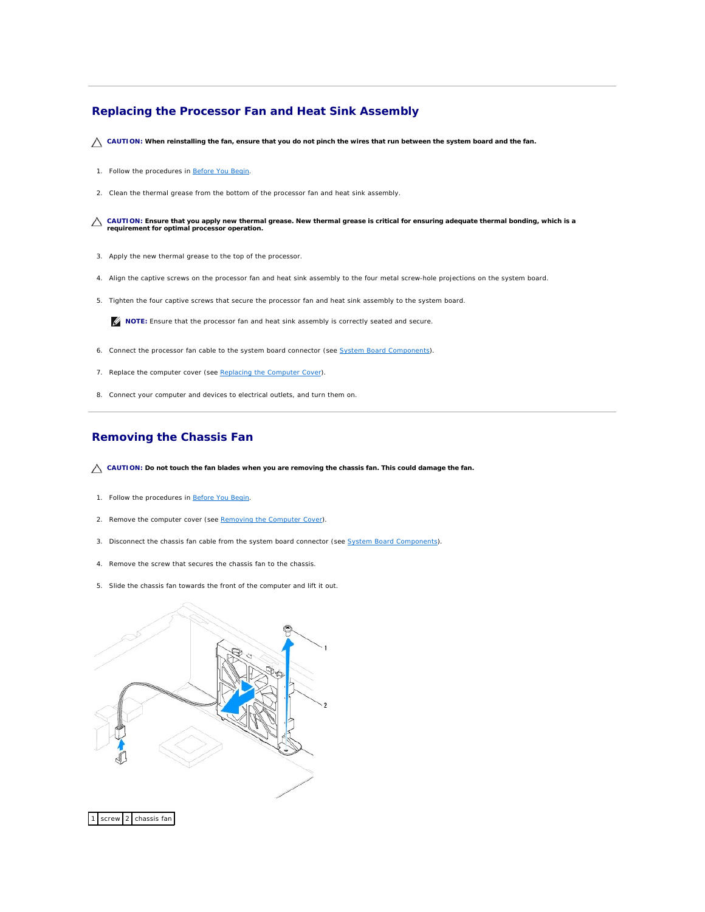## Replacing the Processor Fan and Heat Sink Assembly

**CAUTION: When reinstalling the fan, ensure that you do not pinch the wires that run between the system board and the fan.**

1. Follow the procedures in Before You Begin.
2. Clean the thermal grease from the bottom of the processor fan and heat sink assembly.

**CAUTION: Ensure that you apply new thermal grease. New thermal grease is critical for ensuring adequate thermal bonding, which is a requirement for optimal processor operation.**

3. Apply the new thermal grease to the top of the processor.
4. Align the captive screws on the processor fan and heat sink assembly to the four metal screw-hole projections on the system board.
5. Tighten the four captive screws that secure the processor fan and heat sink assembly to the system board.

   **NOTE:** Ensure that the processor fan and heat sink assembly is correctly seated and secure.

6. Connect the processor fan cable to the system board connector (see System Board Components).
7. Replace the computer cover (see Replacing the Computer Cover).
8. Connect your computer and devices to electrical outlets, and turn them on.

## Removing the Chassis Fan

**CAUTION: Do not touch the fan blades when you are removing the chassis fan. This could damage the fan.**

1. Follow the procedures in Before You Begin.
2. Remove the computer cover (see Removing the Computer Cover).
3. Disconnect the chassis fan cable from the system board connector (see System Board Components).
4. Remove the screw that secures the chassis fan to the chassis.
5. Slide the chassis fan towards the front of the computer and lift it out.

| 1 | screw | 2 | chassis fan |
|---|---|---|---|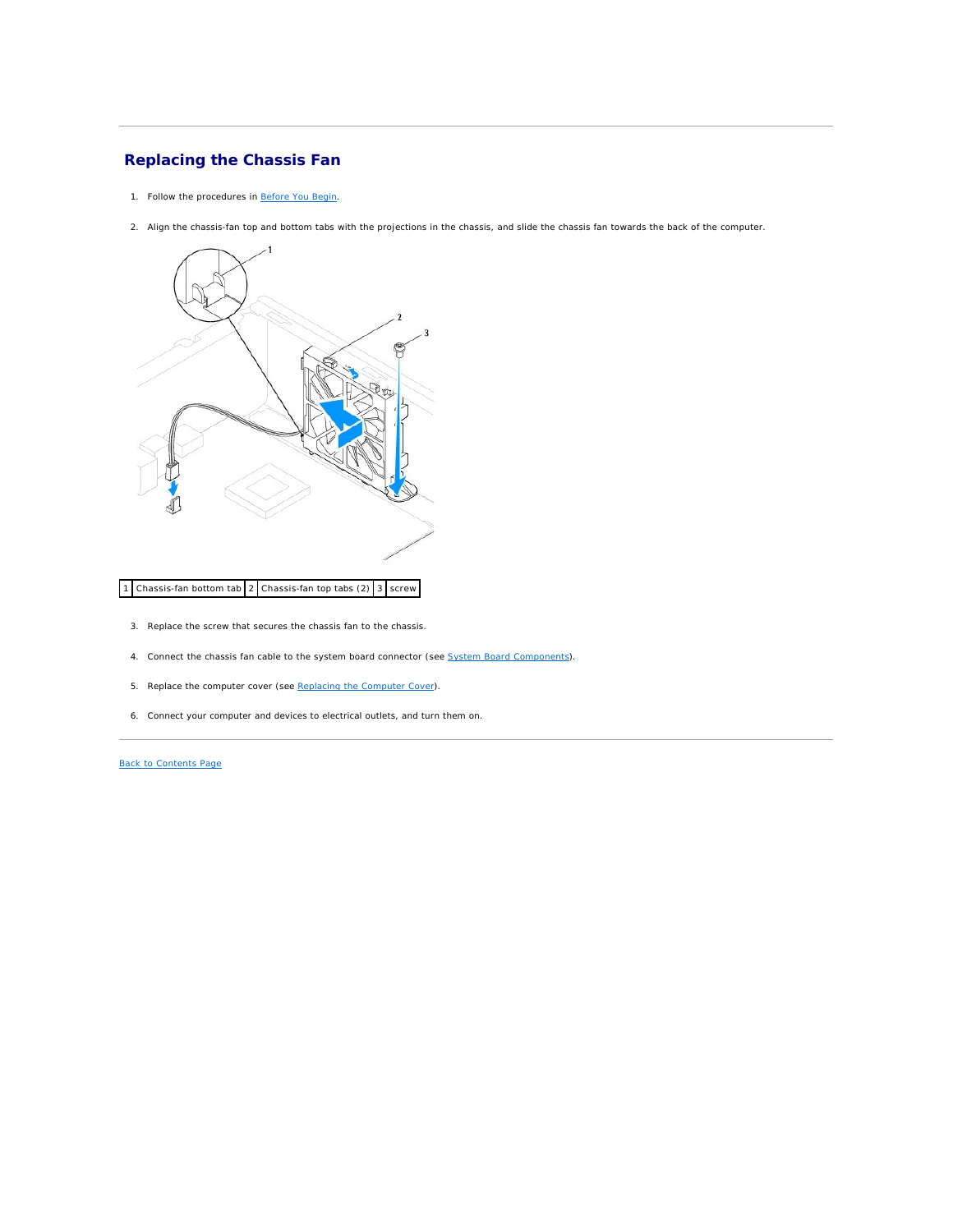## Replacing the Chassis Fan

1. Follow the procedures in Before You Begin.
2. Align the chassis-fan top and bottom tabs with the projections in the chassis, and slide the chassis fan towards the back of the computer.

| 1 | Chassis-fan bottom tab | 2 | Chassis-fan top tabs (2) | 3 | screw |
|---|---|---|---|---|---|

3. Replace the screw that secures the chassis fan to the chassis.
4. Connect the chassis fan cable to the system board connector (see System Board Components).
5. Replace the computer cover (see Replacing the Computer Cover).
6. Connect your computer and devices to electrical outlets, and turn them on.

Back to Contents Page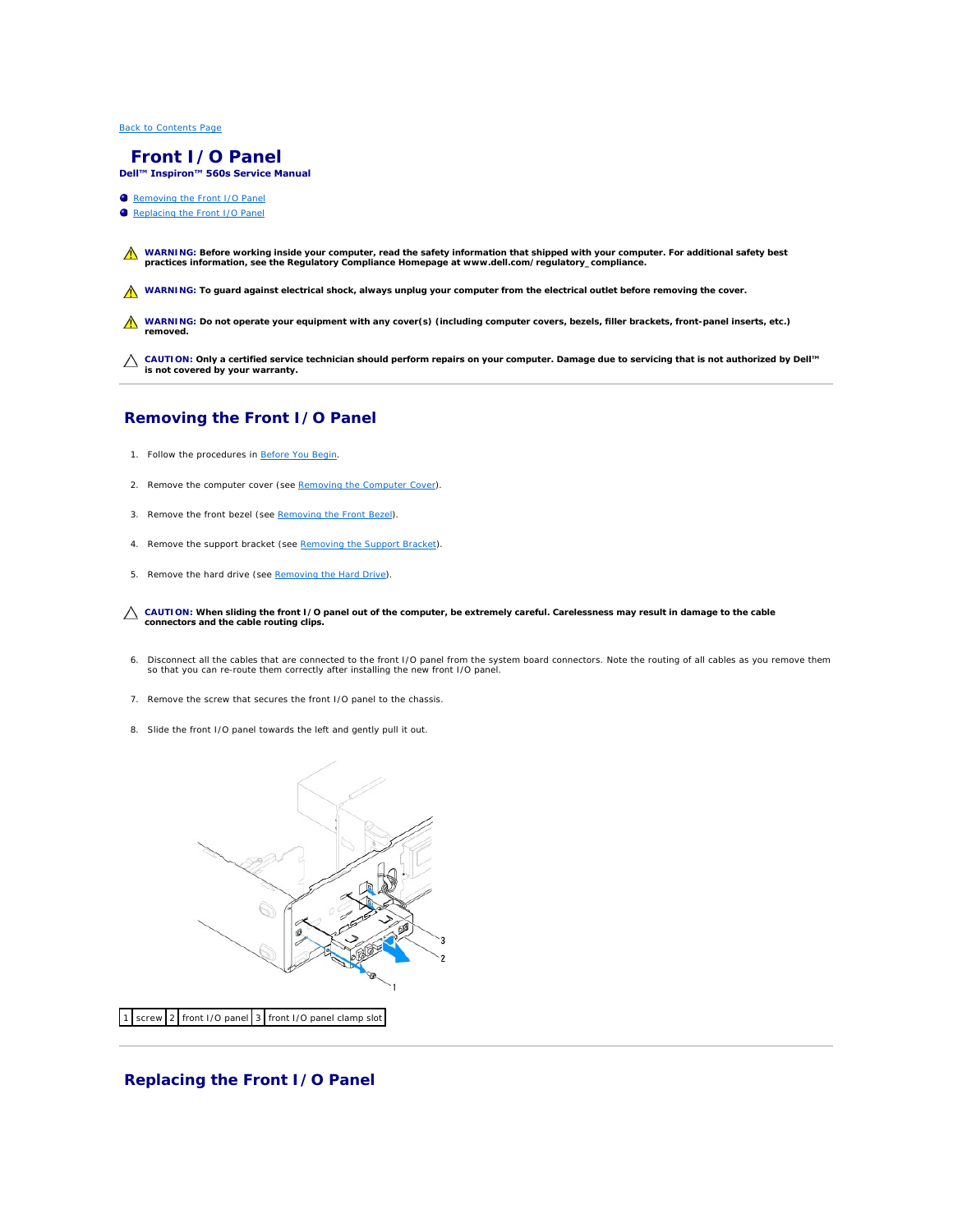Back to Contents Page

# Front I/O Panel

**Dell™ Inspiron™ 560s Service Manual**

- Removing the Front I/O Panel
- Replacing the Front I/O Panel

**WARNING: Before working inside your computer, read the safety information that shipped with your computer. For additional safety best practices information, see the Regulatory Compliance Homepage at www.dell.com/regulatory_compliance.**

**WARNING: To guard against electrical shock, always unplug your computer from the electrical outlet before removing the cover.**

**WARNING: Do not operate your equipment with any cover(s) (including computer covers, bezels, filler brackets, front-panel inserts, etc.) removed.**

**CAUTION: Only a certified service technician should perform repairs on your computer. Damage due to servicing that is not authorized by Dell™ is not covered by your warranty.**

## Removing the Front I/O Panel

1. Follow the procedures in Before You Begin.
2. Remove the computer cover (see Removing the Computer Cover).
3. Remove the front bezel (see Removing the Front Bezel).
4. Remove the support bracket (see Removing the Support Bracket).
5. Remove the hard drive (see Removing the Hard Drive).

**CAUTION: When sliding the front I/O panel out of the computer, be extremely careful. Carelessness may result in damage to the cable connectors and the cable routing clips.**

6. Disconnect all the cables that are connected to the front I/O panel from the system board connectors. Note the routing of all cables as you remove them so that you can re-route them correctly after installing the new front I/O panel.
7. Remove the screw that secures the front I/O panel to the chassis.
8. Slide the front I/O panel towards the left and gently pull it out.

| 1 | screw | 2 | front I/O panel | 3 | front I/O panel clamp slot |
|---|---|---|---|---|---|

## Replacing the Front I/O Panel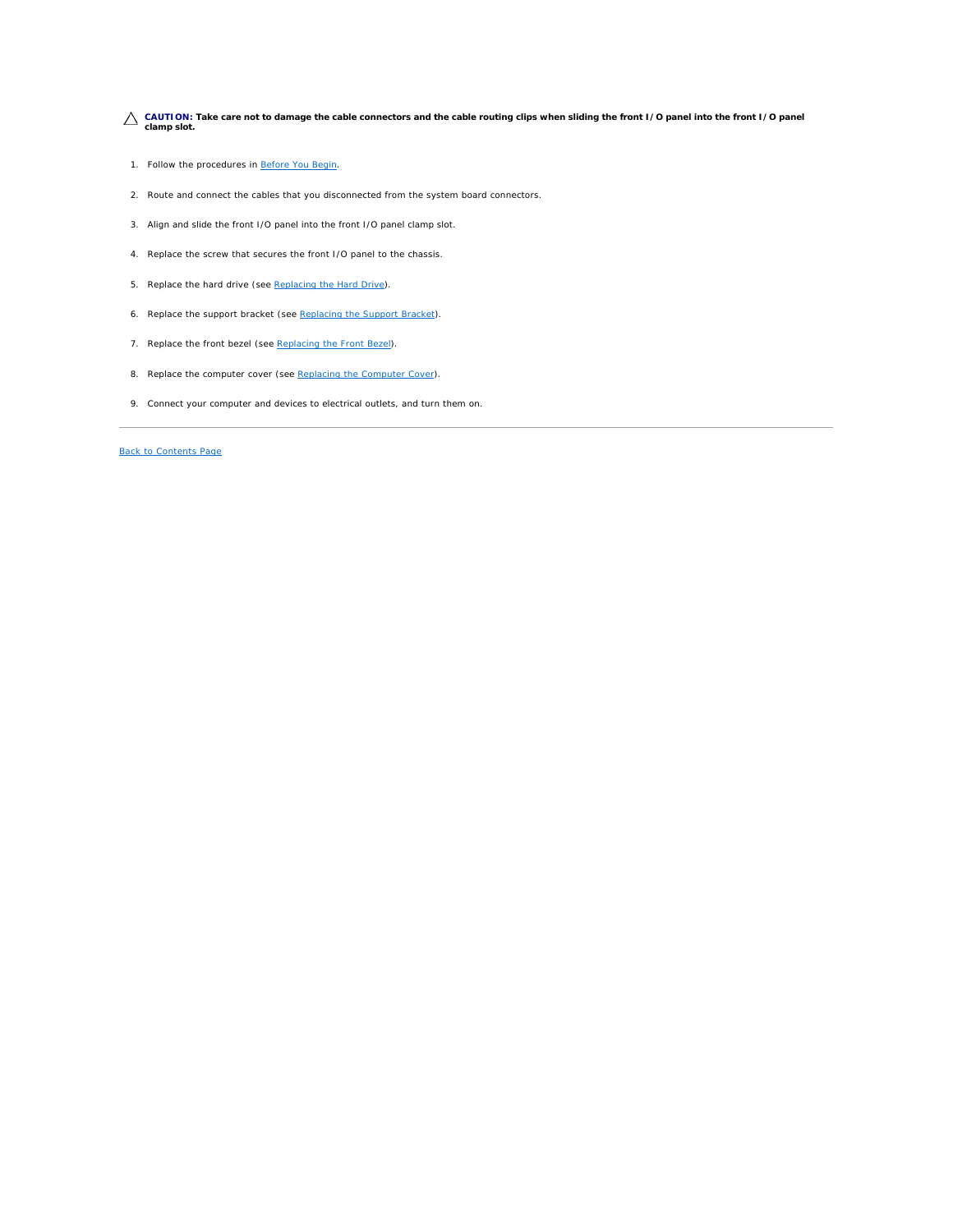**CAUTION: Take care not to damage the cable connectors and the cable routing clips when sliding the front I/O panel into the front I/O panel clamp slot.**

1. Follow the procedures in Before You Begin.
2. Route and connect the cables that you disconnected from the system board connectors.
3. Align and slide the front I/O panel into the front I/O panel clamp slot.
4. Replace the screw that secures the front I/O panel to the chassis.
5. Replace the hard drive (see Replacing the Hard Drive).
6. Replace the support bracket (see Replacing the Support Bracket).
7. Replace the front bezel (see Replacing the Front Bezel).
8. Replace the computer cover (see Replacing the Computer Cover).
9. Connect your computer and devices to electrical outlets, and turn them on.

---

Back to Contents Page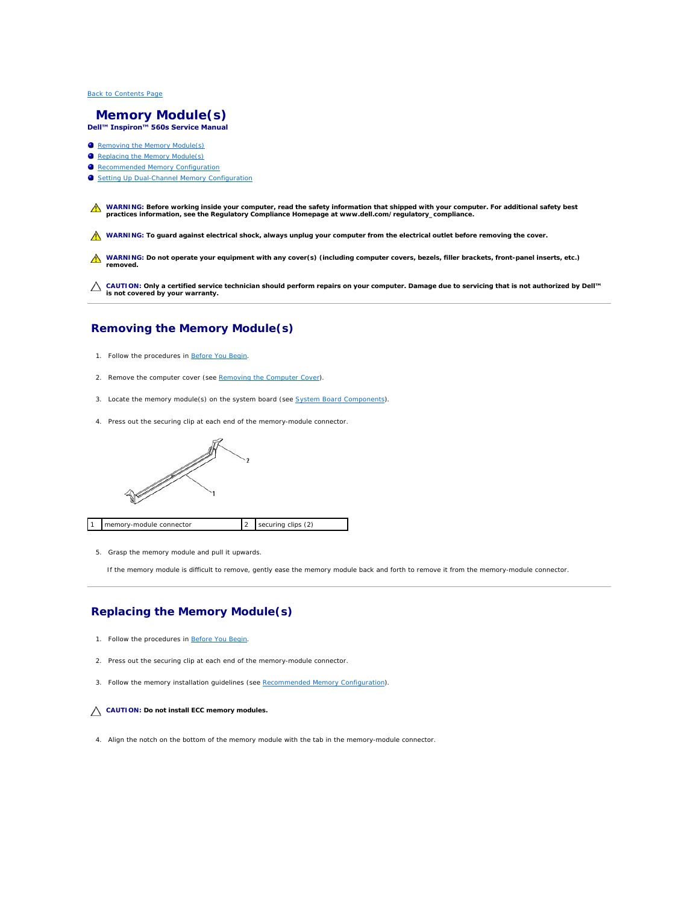[Back to Contents Page]

# Memory Module(s)

**Dell™ Inspiron™ 560s Service Manual**

- [Removing the Memory Module(s)]
- [Replacing the Memory Module(s)]
- [Recommended Memory Configuration]
- [Setting Up Dual-Channel Memory Configuration]

**WARNING: Before working inside your computer, read the safety information that shipped with your computer. For additional safety best practices information, see the Regulatory Compliance Homepage at www.dell.com/regulatory_compliance.**

**WARNING: To guard against electrical shock, always unplug your computer from the electrical outlet before removing the cover.**

**WARNING: Do not operate your equipment with any cover(s) (including computer covers, bezels, filler brackets, front-panel inserts, etc.) removed.**

**CAUTION: Only a certified service technician should perform repairs on your computer. Damage due to servicing that is not authorized by Dell™ is not covered by your warranty.**

## Removing the Memory Module(s)

1. Follow the procedures in Before You Begin.
2. Remove the computer cover (see Removing the Computer Cover).
3. Locate the memory module(s) on the system board (see System Board Components).
4. Press out the securing clip at each end of the memory-module connector.

| 1 | memory-module connector | 2 | securing clips (2) |
|---|---|---|---|

5. Grasp the memory module and pull it upwards.

   If the memory module is difficult to remove, gently ease the memory module back and forth to remove it from the memory-module connector.

## Replacing the Memory Module(s)

1. Follow the procedures in Before You Begin.
2. Press out the securing clip at each end of the memory-module connector.
3. Follow the memory installation guidelines (see Recommended Memory Configuration).

**CAUTION: Do not install ECC memory modules.**

4. Align the notch on the bottom of the memory module with the tab in the memory-module connector.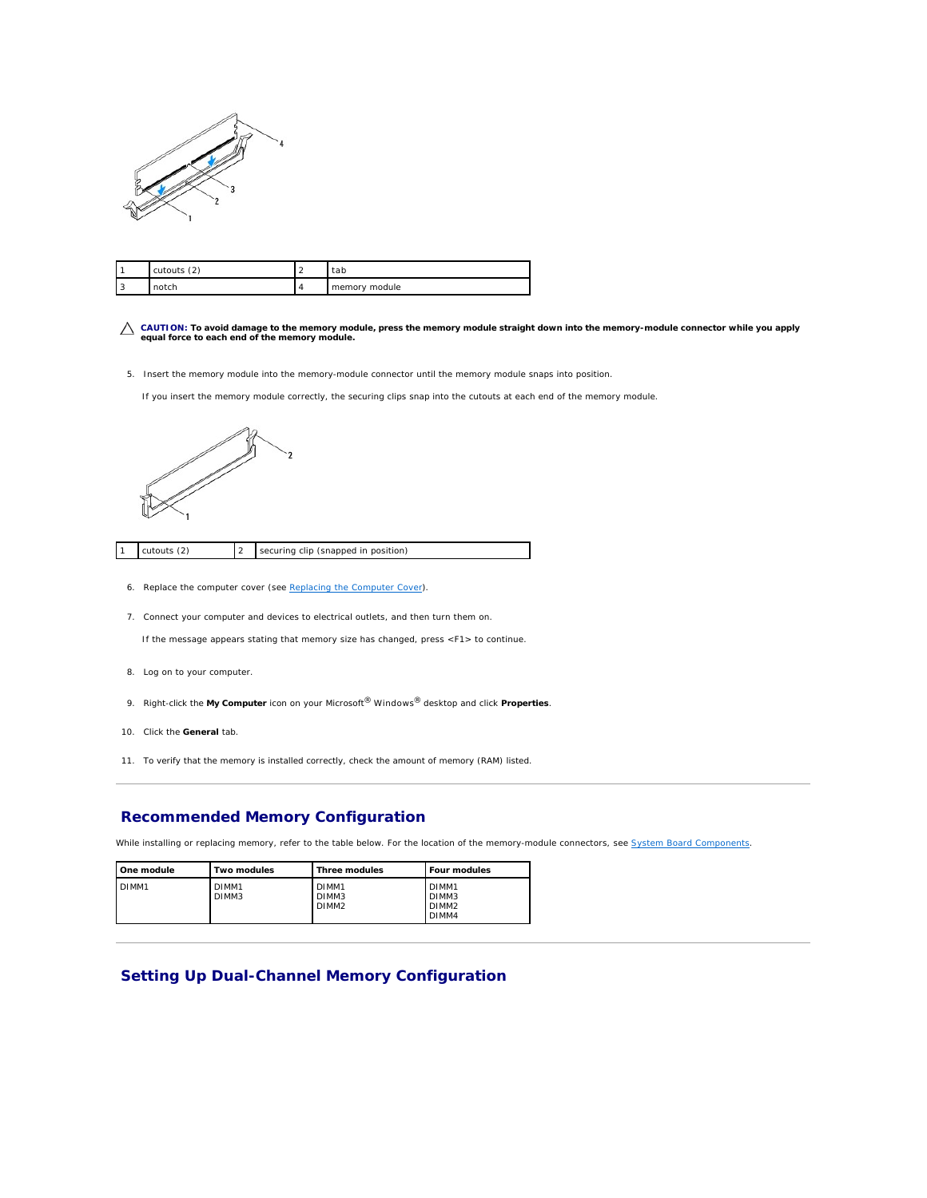| 1 | cutouts (2) | 2 | tab |
|---|---|---|---|
| 3 | notch | 4 | memory module |

**CAUTION: To avoid damage to the memory module, press the memory module straight down into the memory-module connector while you apply equal force to each end of the memory module.**

5. Insert the memory module into the memory-module connector until the memory module snaps into position.

   If you insert the memory module correctly, the securing clips snap into the cutouts at each end of the memory module.

| 1 | cutouts (2) | 2 | securing clip (snapped in position) |
|---|---|---|---|

6. Replace the computer cover (see Replacing the Computer Cover).

7. Connect your computer and devices to electrical outlets, and then turn them on.

   If the message appears stating that memory size has changed, press <F1> to continue.

8. Log on to your computer.

9. Right-click the **My Computer** icon on your Microsoft® Windows® desktop and click **Properties**.

10. Click the **General** tab.

11. To verify that the memory is installed correctly, check the amount of memory (RAM) listed.

## Recommended Memory Configuration

While installing or replacing memory, refer to the table below. For the location of the memory-module connectors, see System Board Components.

| One module | Two modules | Three modules | Four modules |
|---|---|---|---|
| DIMM1 | DIMM1<br>DIMM3 | DIMM1<br>DIMM3<br>DIMM2 | DIMM1<br>DIMM3<br>DIMM2<br>DIMM4 |

## Setting Up Dual-Channel Memory Configuration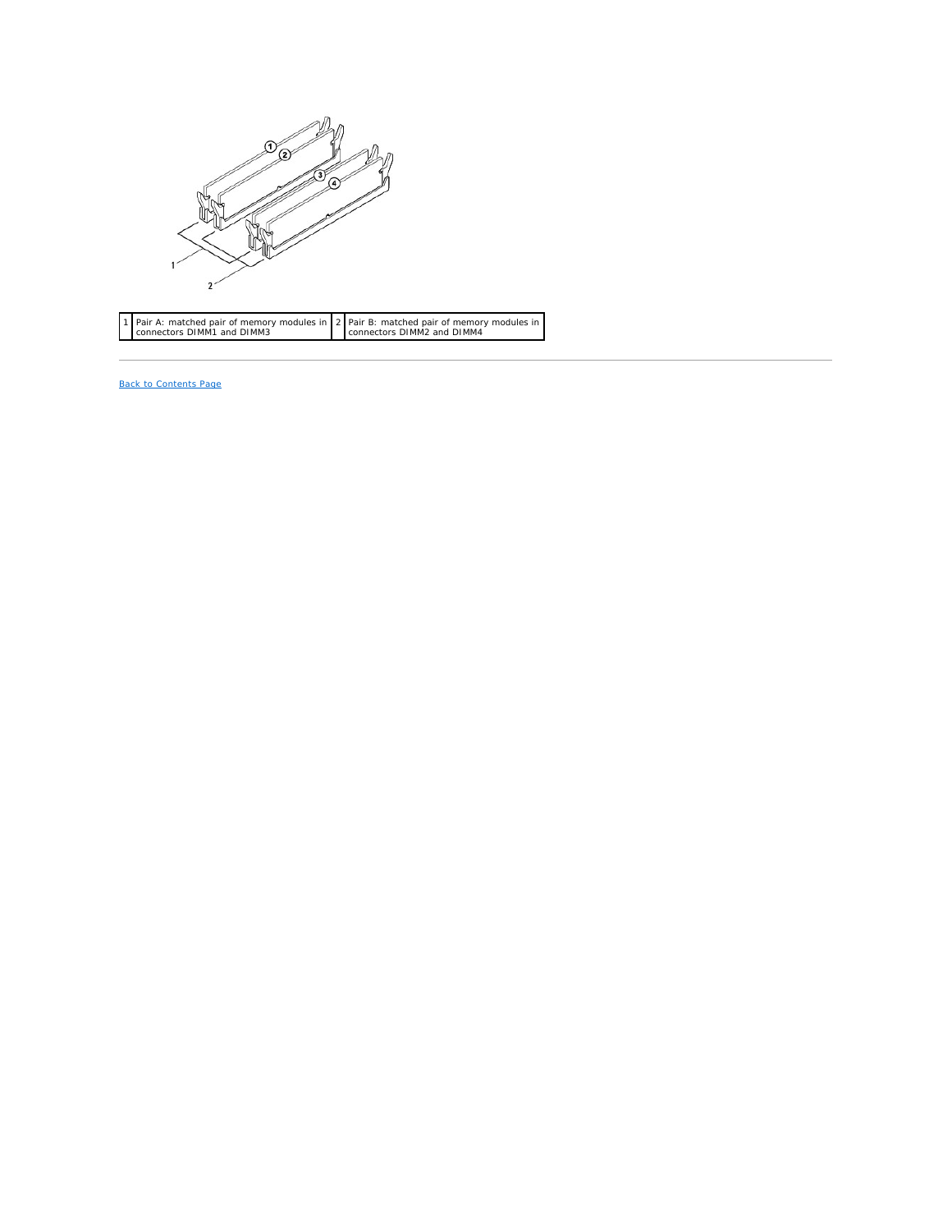| 1 | Pair A: matched pair of memory modules in connectors DIMM1 and DIMM3 | 2 | Pair B: matched pair of memory modules in connectors DIMM2 and DIMM4 |
|---|---|---|---|

Back to Contents Page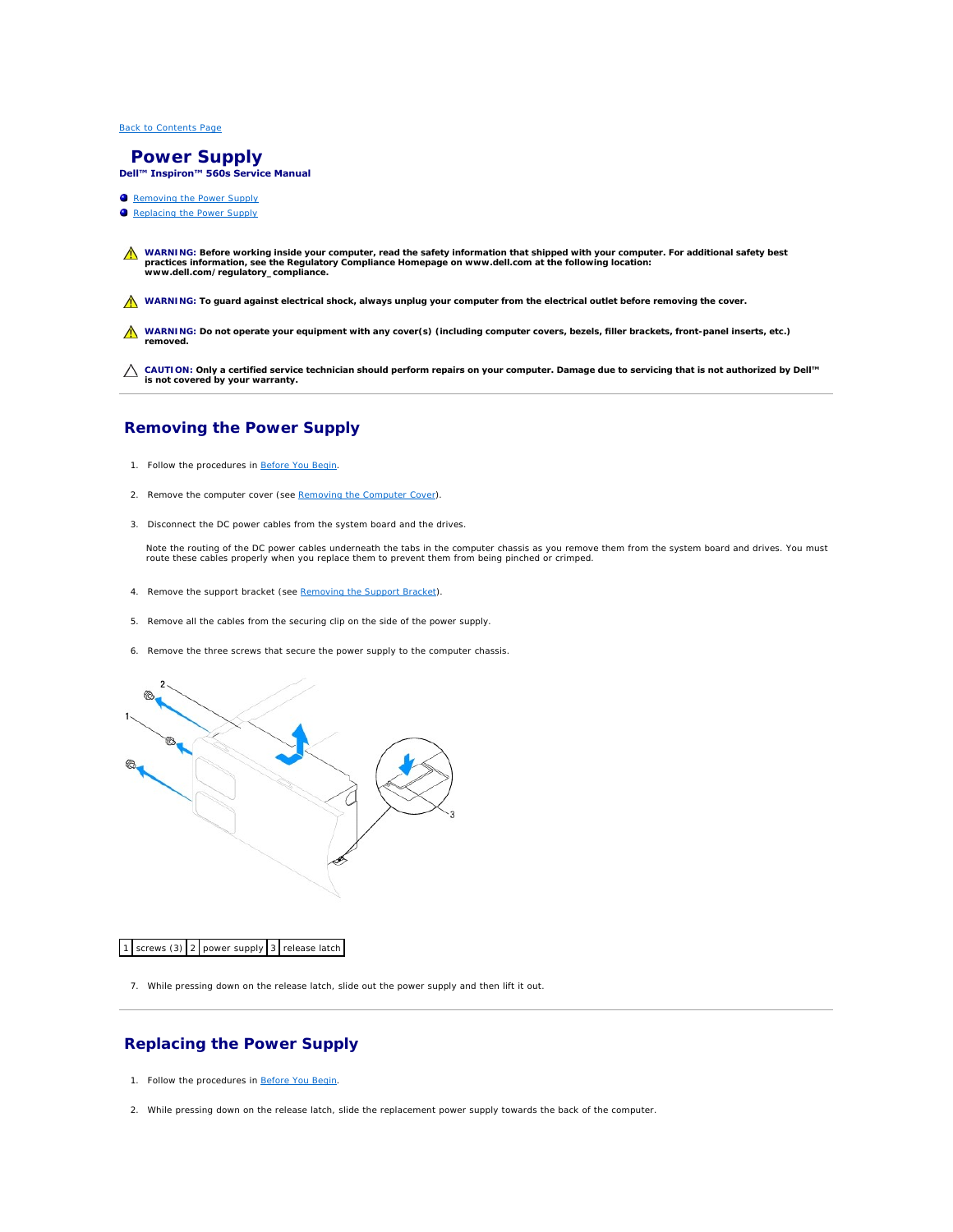Back to Contents Page

# Power Supply

**Dell™ Inspiron™ 560s Service Manual**

- Removing the Power Supply
- Replacing the Power Supply

**WARNING: Before working inside your computer, read the safety information that shipped with your computer. For additional safety best practices information, see the Regulatory Compliance Homepage on www.dell.com at the following location: www.dell.com/regulatory_compliance.**

**WARNING: To guard against electrical shock, always unplug your computer from the electrical outlet before removing the cover.**

**WARNING: Do not operate your equipment with any cover(s) (including computer covers, bezels, filler brackets, front-panel inserts, etc.) removed.**

**CAUTION: Only a certified service technician should perform repairs on your computer. Damage due to servicing that is not authorized by Dell™ is not covered by your warranty.**

## Removing the Power Supply

1. Follow the procedures in Before You Begin.
2. Remove the computer cover (see Removing the Computer Cover).
3. Disconnect the DC power cables from the system board and the drives.

   Note the routing of the DC power cables underneath the tabs in the computer chassis as you remove them from the system board and drives. You must route these cables properly when you replace them to prevent them from being pinched or crimped.

4. Remove the support bracket (see Removing the Support Bracket).
5. Remove all the cables from the securing clip on the side of the power supply.
6. Remove the three screws that secure the power supply to the computer chassis.

| 1 | screws (3) | 2 | power supply | 3 | release latch |
|---|---|---|---|---|---|

7. While pressing down on the release latch, slide out the power supply and then lift it out.

## Replacing the Power Supply

1. Follow the procedures in Before You Begin.
2. While pressing down on the release latch, slide the replacement power supply towards the back of the computer.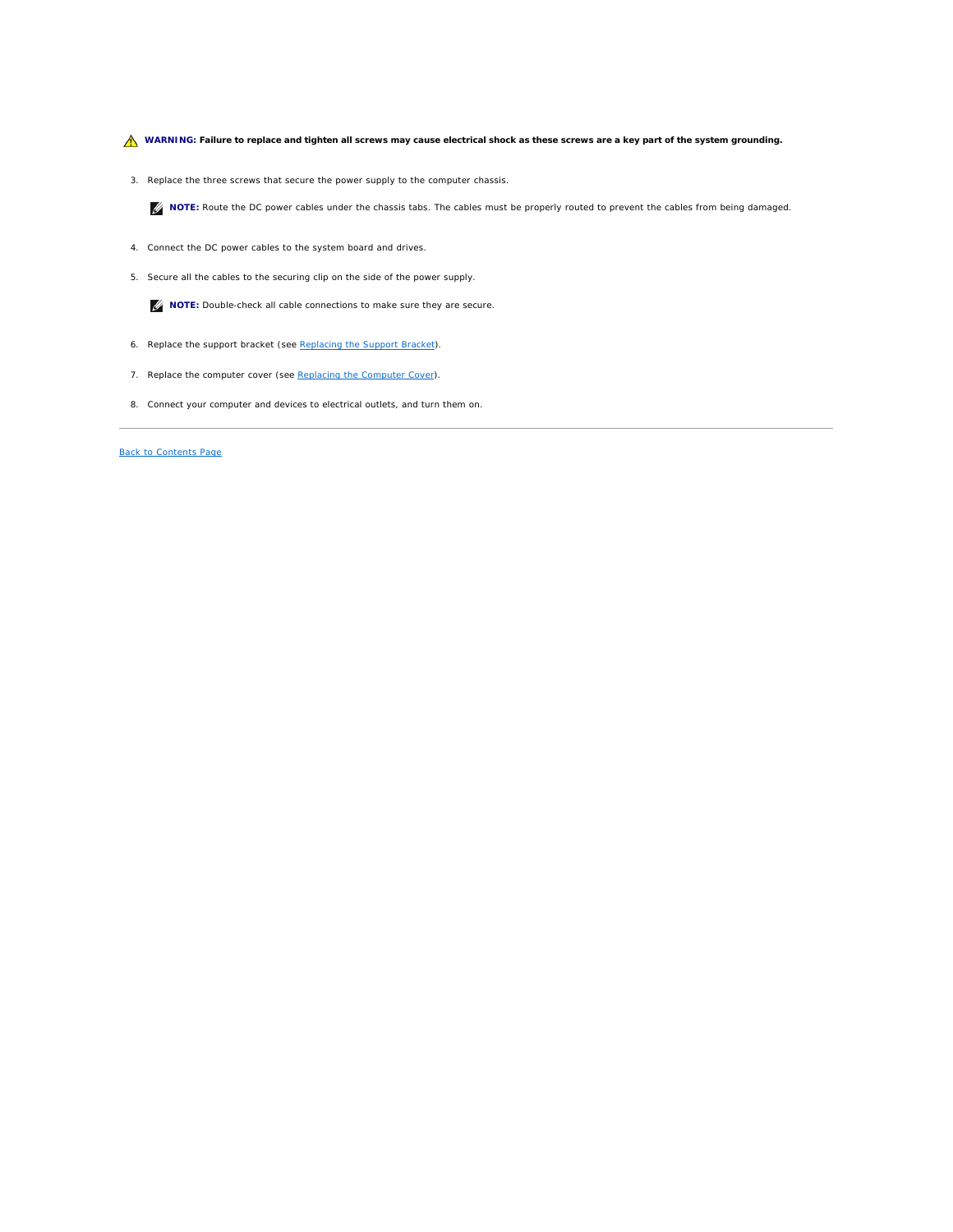**WARNING: Failure to replace and tighten all screws may cause electrical shock as these screws are a key part of the system grounding.**

3. Replace the three screws that secure the power supply to the computer chassis.

   **NOTE:** Route the DC power cables under the chassis tabs. The cables must be properly routed to prevent the cables from being damaged.

4. Connect the DC power cables to the system board and drives.

5. Secure all the cables to the securing clip on the side of the power supply.

   **NOTE:** Double-check all cable connections to make sure they are secure.

6. Replace the support bracket (see Replacing the Support Bracket).

7. Replace the computer cover (see Replacing the Computer Cover).

8. Connect your computer and devices to electrical outlets, and turn them on.

---

Back to Contents Page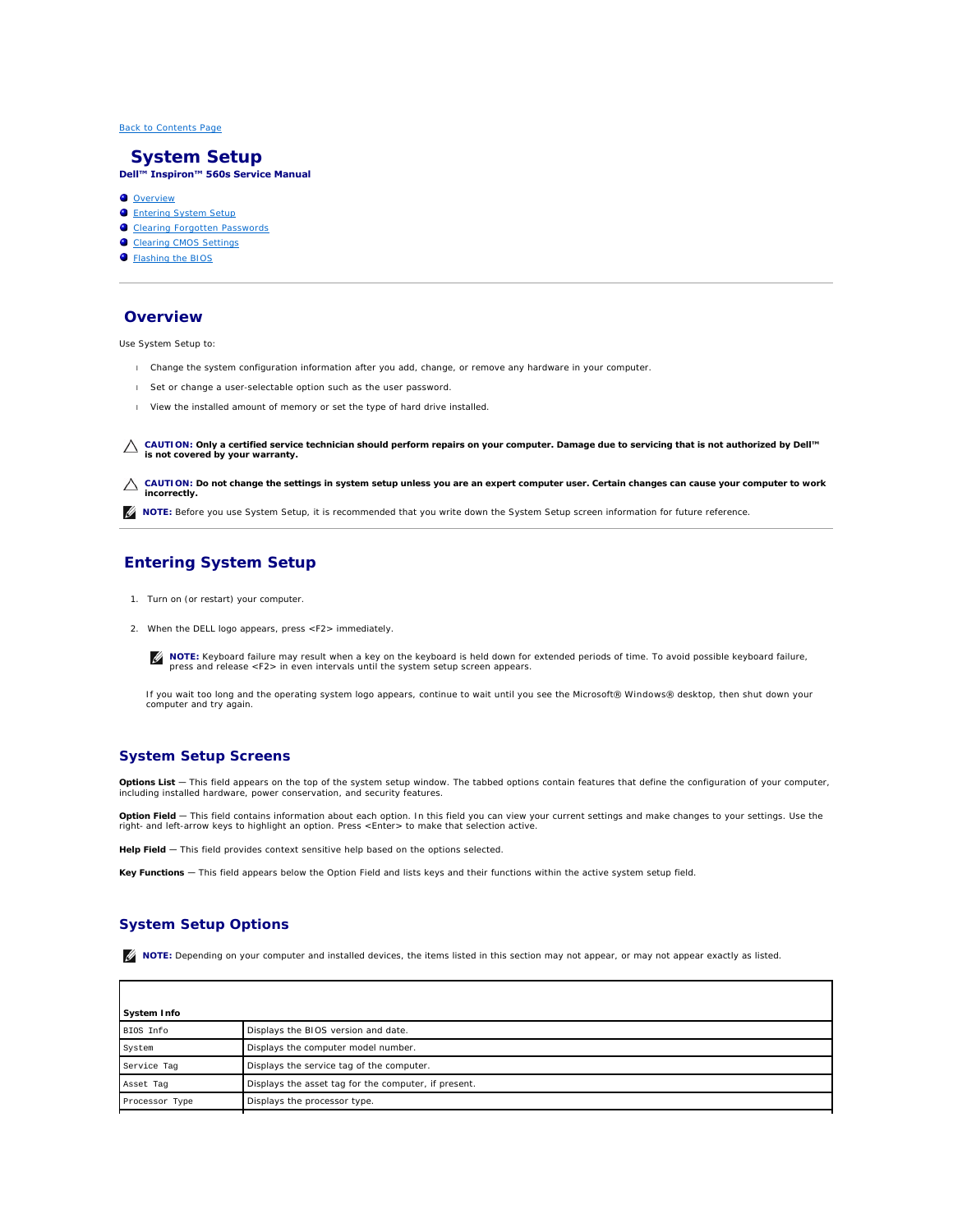[Back to Contents Page](#)

# System Setup

**Dell™ Inspiron™ 560s Service Manual**

- [Overview](#)
- [Entering System Setup](#)
- [Clearing Forgotten Passwords](#)
- [Clearing CMOS Settings](#)
- [Flashing the BIOS](#)

## Overview

Use System Setup to:

- Change the system configuration information after you add, change, or remove any hardware in your computer.
- Set or change a user-selectable option such as the user password.
- View the installed amount of memory or set the type of hard drive installed.

**CAUTION: Only a certified service technician should perform repairs on your computer. Damage due to servicing that is not authorized by Dell™ is not covered by your warranty.**

**CAUTION: Do not change the settings in system setup unless you are an expert computer user. Certain changes can cause your computer to work incorrectly.**

**NOTE:** Before you use System Setup, it is recommended that you write down the System Setup screen information for future reference.

## Entering System Setup

1. Turn on (or restart) your computer.
2. When the DELL logo appears, press <F2> immediately.

   **NOTE:** Keyboard failure may result when a key on the keyboard is held down for extended periods of time. To avoid possible keyboard failure, press and release <F2> in even intervals until the system setup screen appears.

   If you wait too long and the operating system logo appears, continue to wait until you see the Microsoft® Windows® desktop, then shut down your computer and try again.

### System Setup Screens

**Options List** — This field appears on the top of the system setup window. The tabbed options contain features that define the configuration of your computer, including installed hardware, power conservation, and security features.

**Option Field** — This field contains information about each option. In this field you can view your current settings and make changes to your settings. Use the right- and left-arrow keys to highlight an option. Press <Enter> to make that selection active.

**Help Field** — This field provides context sensitive help based on the options selected.

**Key Functions** — This field appears below the Option Field and lists keys and their functions within the active system setup field.

### System Setup Options

**NOTE:** Depending on your computer and installed devices, the items listed in this section may not appear, or may not appear exactly as listed.

| **System Info** | |
|---|---|
| BIOS Info | Displays the BIOS version and date. |
| System | Displays the computer model number. |
| Service Tag | Displays the service tag of the computer. |
| Asset Tag | Displays the asset tag for the computer, if present. |
| Processor Type | Displays the processor type. |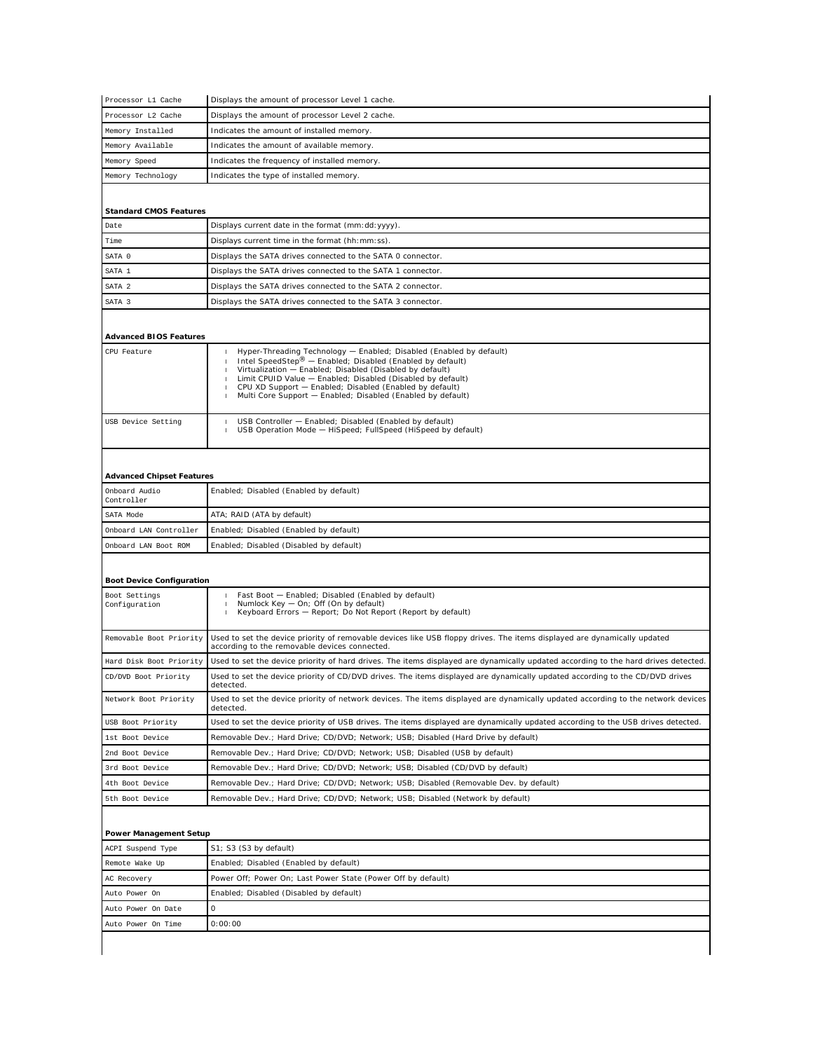| | |
|---|---|
| Processor L1 Cache | Displays the amount of processor Level 1 cache. |
| Processor L2 Cache | Displays the amount of processor Level 2 cache. |
| Memory Installed | Indicates the amount of installed memory. |
| Memory Available | Indicates the amount of available memory. |
| Memory Speed | Indicates the frequency of installed memory. |
| Memory Technology | Indicates the type of installed memory. |

| **Standard CMOS Features** | |
|---|---|
| Date | Displays current date in the format (mm:dd:yyyy). |
| Time | Displays current time in the format (hh:mm:ss). |
| SATA 0 | Displays the SATA drives connected to the SATA 0 connector. |
| SATA 1 | Displays the SATA drives connected to the SATA 1 connector. |
| SATA 2 | Displays the SATA drives connected to the SATA 2 connector. |
| SATA 3 | Displays the SATA drives connected to the SATA 3 connector. |

| **Advanced BIOS Features** | |
|---|---|
| CPU Feature | • Hyper-Threading Technology — Enabled; Disabled (Enabled by default)<br>• Intel SpeedStep® — Enabled; Disabled (Enabled by default)<br>• Virtualization — Enabled; Disabled (Disabled by default)<br>• Limit CPUID Value — Enabled; Disabled (Disabled by default)<br>• CPU XD Support — Enabled; Disabled (Enabled by default)<br>• Multi Core Support — Enabled; Disabled (Enabled by default) |
| USB Device Setting | • USB Controller — Enabled; Disabled (Enabled by default)<br>• USB Operation Mode — HiSpeed; FullSpeed (HiSpeed by default) |

| **Advanced Chipset Features** | |
|---|---|
| Onboard Audio Controller | Enabled; Disabled (Enabled by default) |
| SATA Mode | ATA; RAID (ATA by default) |
| Onboard LAN Controller | Enabled; Disabled (Enabled by default) |
| Onboard LAN Boot ROM | Enabled; Disabled (Disabled by default) |

| **Boot Device Configuration** | |
|---|---|
| Boot Settings Configuration | • Fast Boot — Enabled; Disabled (Enabled by default)<br>• Numlock Key — On; Off (On by default)<br>• Keyboard Errors — Report; Do Not Report (Report by default) |
| Removable Boot Priority | Used to set the device priority of removable devices like USB floppy drives. The items displayed are dynamically updated according to the removable devices connected. |
| Hard Disk Boot Priority | Used to set the device priority of hard drives. The items displayed are dynamically updated according to the hard drives detected. |
| CD/DVD Boot Priority | Used to set the device priority of CD/DVD drives. The items displayed are dynamically updated according to the CD/DVD drives detected. |
| Network Boot Priority | Used to set the device priority of network devices. The items displayed are dynamically updated according to the network devices detected. |
| USB Boot Priority | Used to set the device priority of USB drives. The items displayed are dynamically updated according to the USB drives detected. |
| 1st Boot Device | Removable Dev.; Hard Drive; CD/DVD; Network; USB; Disabled (Hard Drive by default) |
| 2nd Boot Device | Removable Dev.; Hard Drive; CD/DVD; Network; USB; Disabled (USB by default) |
| 3rd Boot Device | Removable Dev.; Hard Drive; CD/DVD; Network; USB; Disabled (CD/DVD by default) |
| 4th Boot Device | Removable Dev.; Hard Drive; CD/DVD; Network; USB; Disabled (Removable Dev. by default) |
| 5th Boot Device | Removable Dev.; Hard Drive; CD/DVD; Network; USB; Disabled (Network by default) |

| **Power Management Setup** | |
|---|---|
| ACPI Suspend Type | S1; S3 (S3 by default) |
| Remote Wake Up | Enabled; Disabled (Enabled by default) |
| AC Recovery | Power Off; Power On; Last Power State (Power Off by default) |
| Auto Power On | Enabled; Disabled (Disabled by default) |
| Auto Power On Date | 0 |
| Auto Power On Time | 0:00:00 |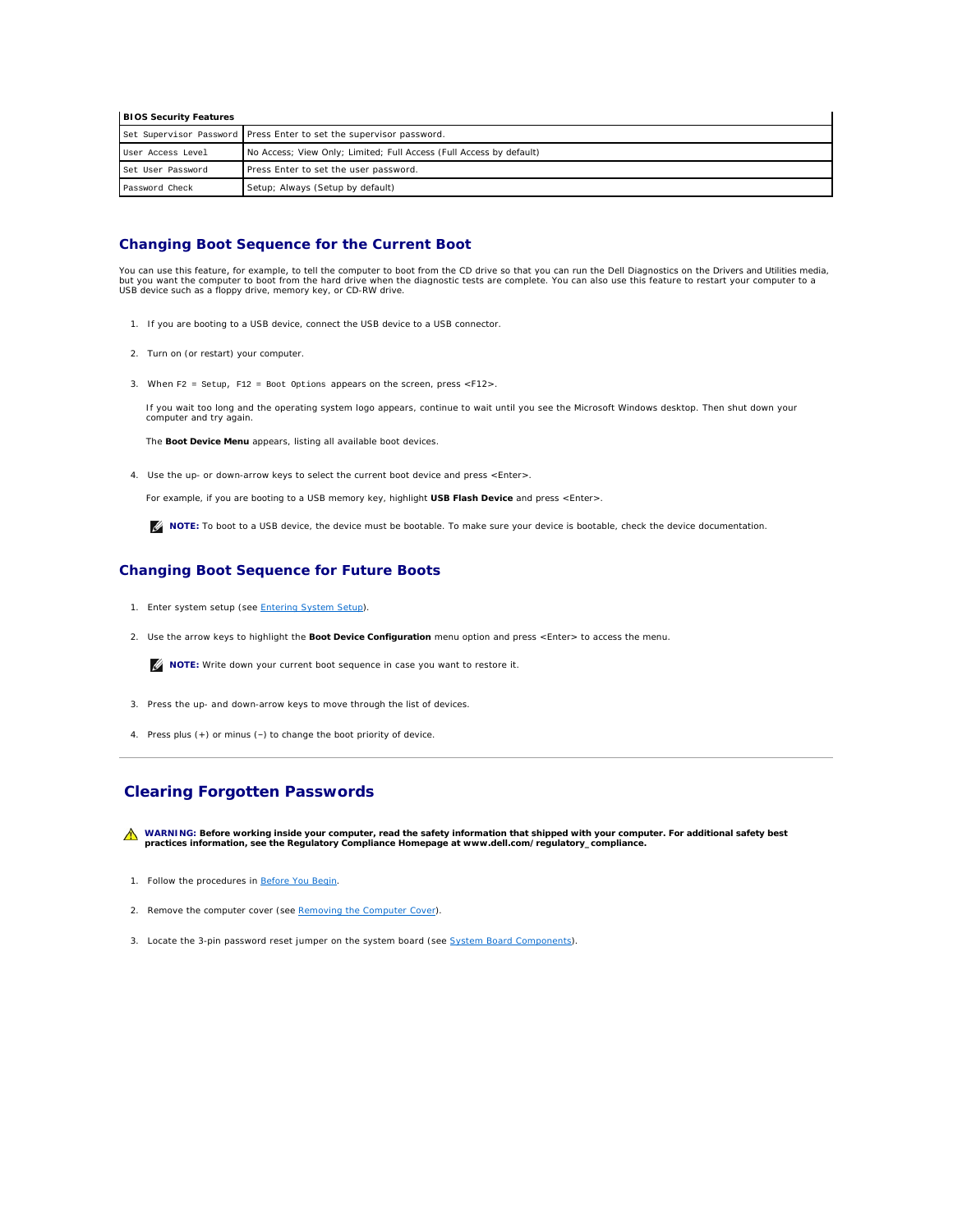| BIOS Security Features | |
|---|---|
| Set Supervisor Password | Press Enter to set the supervisor password. |
| User Access Level | No Access; View Only; Limited; Full Access (Full Access by default) |
| Set User Password | Press Enter to set the user password. |
| Password Check | Setup; Always (Setup by default) |

## Changing Boot Sequence for the Current Boot

You can use this feature, for example, to tell the computer to boot from the CD drive so that you can run the Dell Diagnostics on the Drivers and Utilities media, but you want the computer to boot from the hard drive when the diagnostic tests are complete. You can also use this feature to restart your computer to a USB device such as a floppy drive, memory key, or CD-RW drive.

1. If you are booting to a USB device, connect the USB device to a USB connector.

2. Turn on (or restart) your computer.

3. When `F2 = Setup, F12 = Boot Options` appears on the screen, press <F12>.

   If you wait too long and the operating system logo appears, continue to wait until you see the Microsoft Windows desktop. Then shut down your computer and try again.

   The **Boot Device Menu** appears, listing all available boot devices.

4. Use the up- or down-arrow keys to select the current boot device and press <Enter>.

   For example, if you are booting to a USB memory key, highlight **USB Flash Device** and press <Enter>.

   **NOTE:** To boot to a USB device, the device must be bootable. To make sure your device is bootable, check the device documentation.

## Changing Boot Sequence for Future Boots

1. Enter system setup (see Entering System Setup).

2. Use the arrow keys to highlight the **Boot Device Configuration** menu option and press <Enter> to access the menu.

   **NOTE:** Write down your current boot sequence in case you want to restore it.

3. Press the up- and down-arrow keys to move through the list of devices.

4. Press plus (+) or minus (–) to change the boot priority of device.

---

## Clearing Forgotten Passwords

**WARNING: Before working inside your computer, read the safety information that shipped with your computer. For additional safety best practices information, see the Regulatory Compliance Homepage at www.dell.com/regulatory_compliance.**

1. Follow the procedures in Before You Begin.

2. Remove the computer cover (see Removing the Computer Cover).

3. Locate the 3-pin password reset jumper on the system board (see System Board Components).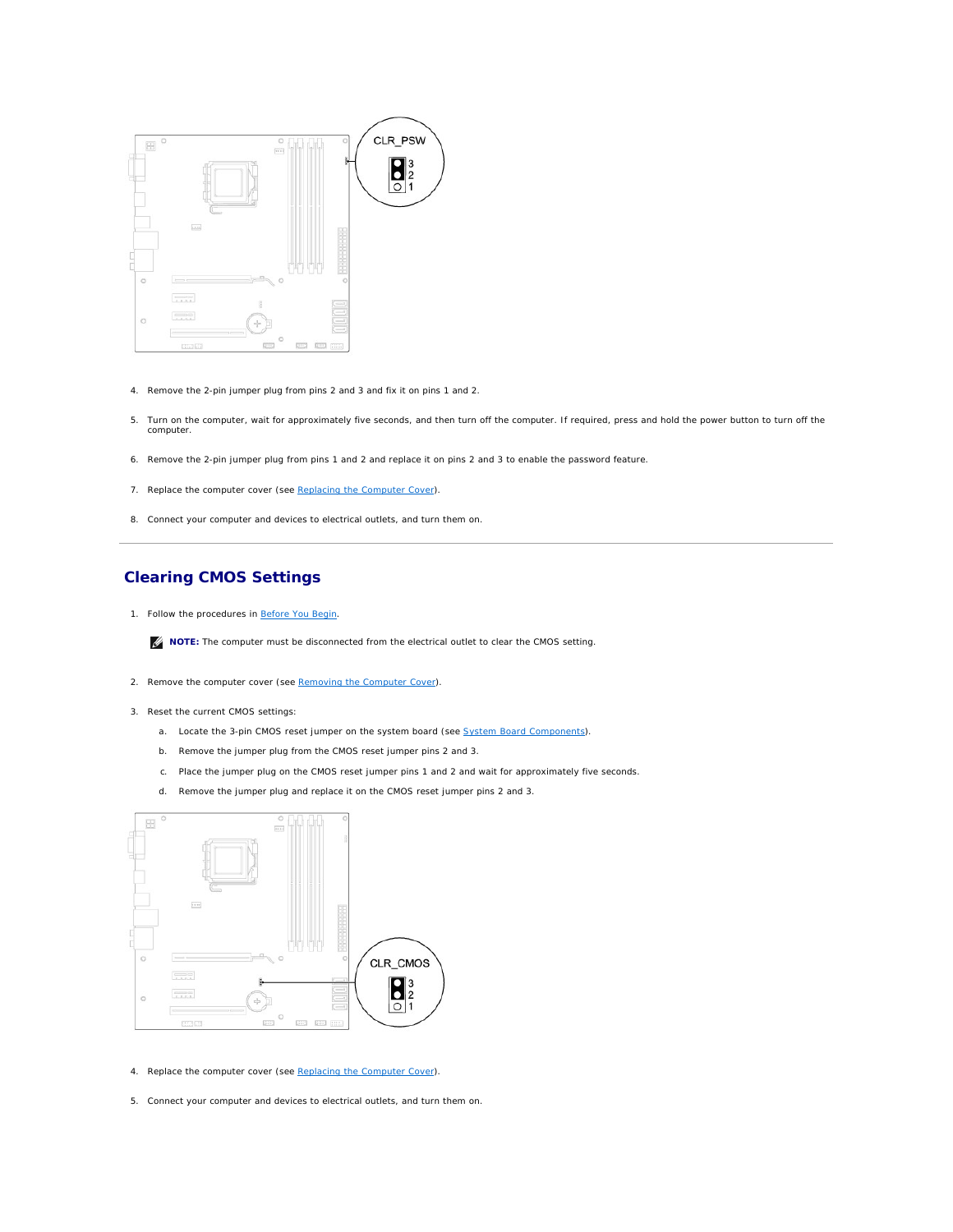4. Remove the 2-pin jumper plug from pins 2 and 3 and fix it on pins 1 and 2.

5. Turn on the computer, wait for approximately five seconds, and then turn off the computer. If required, press and hold the power button to turn off the computer.

6. Remove the 2-pin jumper plug from pins 1 and 2 and replace it on pins 2 and 3 to enable the password feature.

7. Replace the computer cover (see Replacing the Computer Cover).

8. Connect your computer and devices to electrical outlets, and turn them on.

---

## Clearing CMOS Settings

1. Follow the procedures in Before You Begin.

   **NOTE:** The computer must be disconnected from the electrical outlet to clear the CMOS setting.

2. Remove the computer cover (see Removing the Computer Cover).

3. Reset the current CMOS settings:

   a. Locate the 3-pin CMOS reset jumper on the system board (see System Board Components).

   b. Remove the jumper plug from the CMOS reset jumper pins 2 and 3.

   c. Place the jumper plug on the CMOS reset jumper pins 1 and 2 and wait for approximately five seconds.

   d. Remove the jumper plug and replace it on the CMOS reset jumper pins 2 and 3.

4. Replace the computer cover (see Replacing the Computer Cover).

5. Connect your computer and devices to electrical outlets, and turn them on.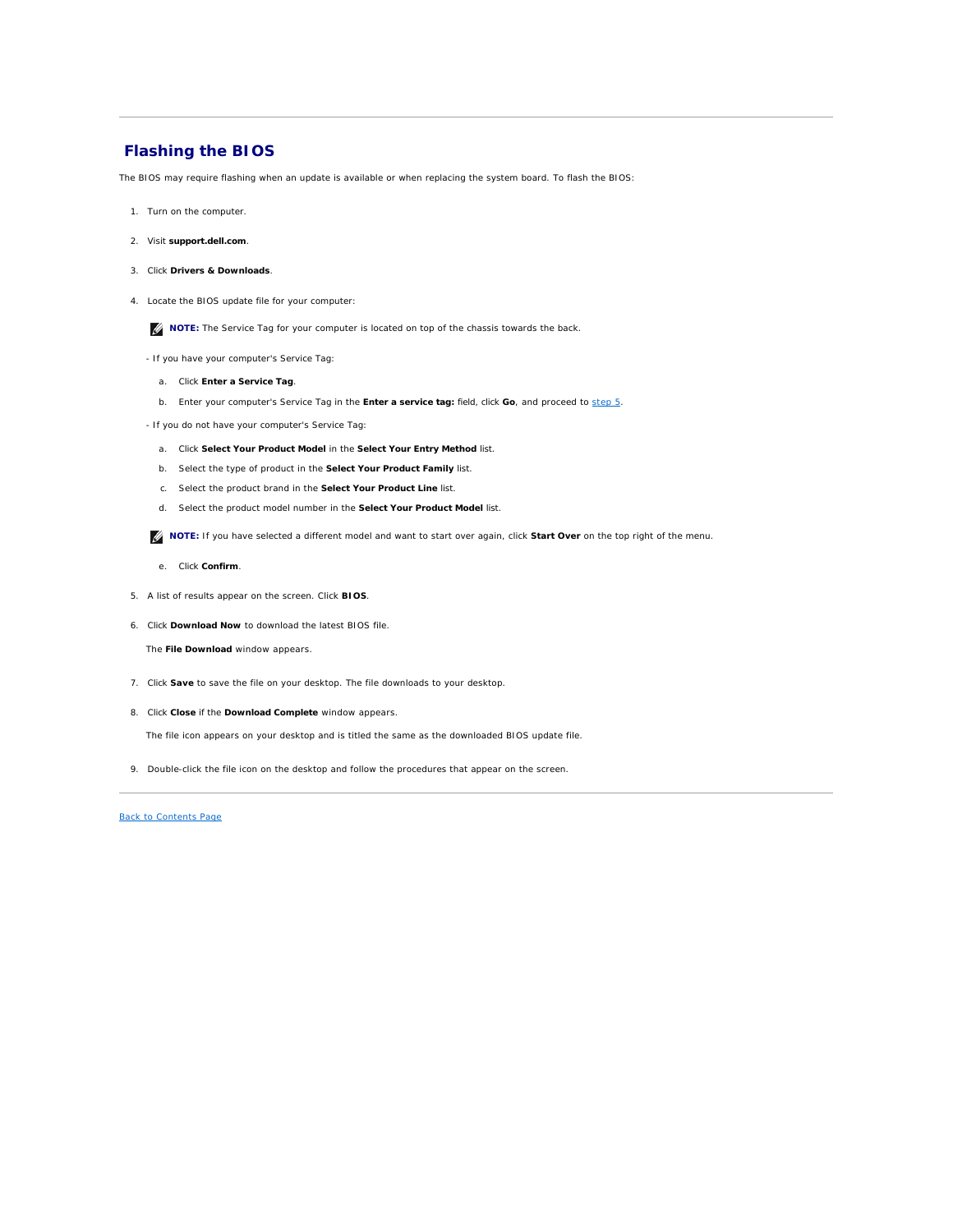## Flashing the BIOS

The BIOS may require flashing when an update is available or when replacing the system board. To flash the BIOS:

1. Turn on the computer.
2. Visit **support.dell.com**.
3. Click **Drivers & Downloads**.
4. Locate the BIOS update file for your computer:

   **NOTE:** The Service Tag for your computer is located on top of the chassis towards the back.

   - If you have your computer's Service Tag:

     a. Click **Enter a Service Tag**.

     b. Enter your computer's Service Tag in the **Enter a service tag:** field, click **Go**, and proceed to step 5.

   - If you do not have your computer's Service Tag:

     a. Click **Select Your Product Model** in the **Select Your Entry Method** list.

     b. Select the type of product in the **Select Your Product Family** list.

     c. Select the product brand in the **Select Your Product Line** list.

     d. Select the product model number in the **Select Your Product Model** list.

     **NOTE:** If you have selected a different model and want to start over again, click **Start Over** on the top right of the menu.

     e. Click **Confirm**.

5. A list of results appear on the screen. Click **BIOS**.
6. Click **Download Now** to download the latest BIOS file.

   The **File Download** window appears.

7. Click **Save** to save the file on your desktop. The file downloads to your desktop.
8. Click **Close** if the **Download Complete** window appears.

   The file icon appears on your desktop and is titled the same as the downloaded BIOS update file.

9. Double-click the file icon on the desktop and follow the procedures that appear on the screen.

Back to Contents Page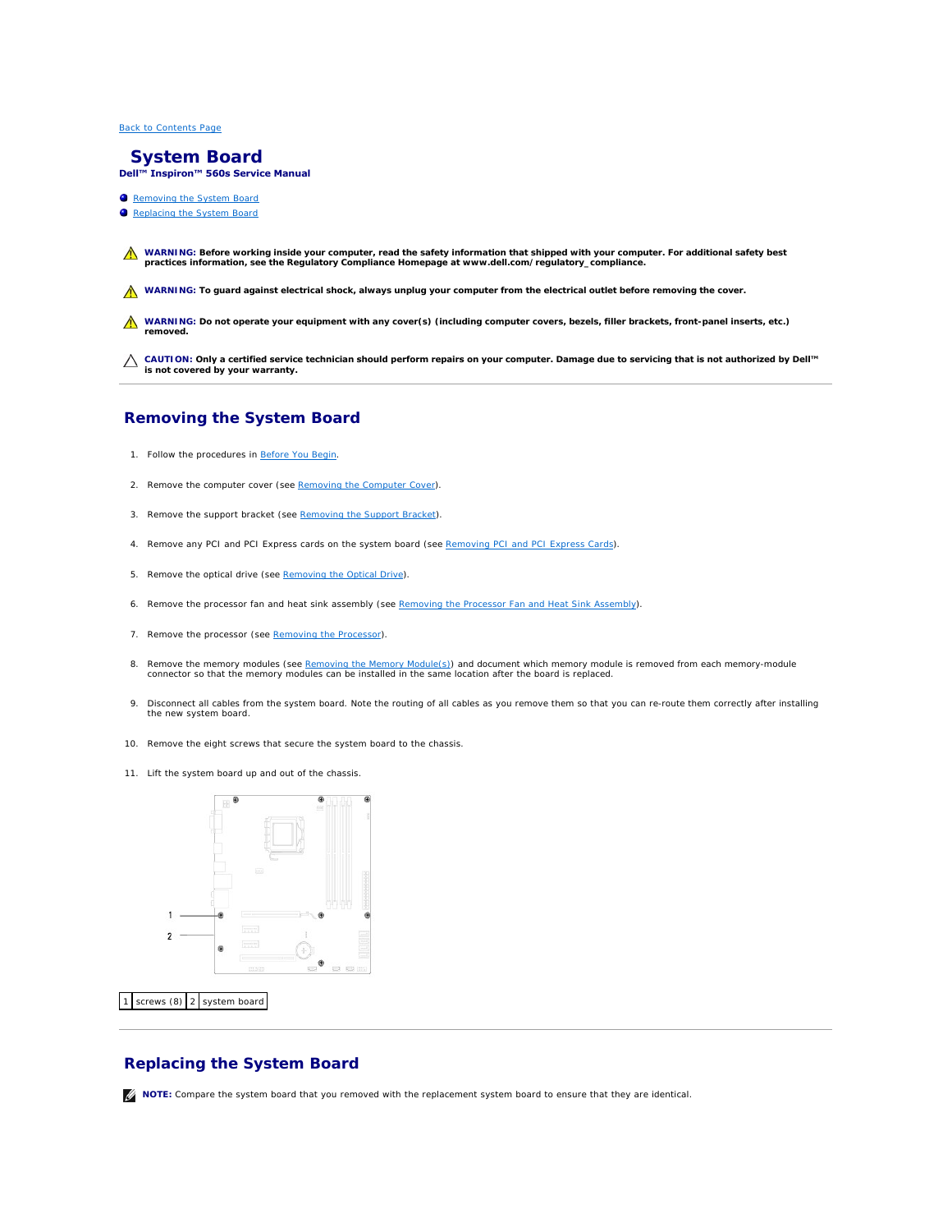Back to Contents Page

# System Board

**Dell™ Inspiron™ 560s Service Manual**

- Removing the System Board
- Replacing the System Board

**WARNING: Before working inside your computer, read the safety information that shipped with your computer. For additional safety best practices information, see the Regulatory Compliance Homepage at www.dell.com/regulatory_compliance.**

**WARNING: To guard against electrical shock, always unplug your computer from the electrical outlet before removing the cover.**

**WARNING: Do not operate your equipment with any cover(s) (including computer covers, bezels, filler brackets, front-panel inserts, etc.) removed.**

**CAUTION: Only a certified service technician should perform repairs on your computer. Damage due to servicing that is not authorized by Dell™ is not covered by your warranty.**

## Removing the System Board

1. Follow the procedures in Before You Begin.
2. Remove the computer cover (see Removing the Computer Cover).
3. Remove the support bracket (see Removing the Support Bracket).
4. Remove any PCI and PCI Express cards on the system board (see Removing PCI and PCI Express Cards).
5. Remove the optical drive (see Removing the Optical Drive).
6. Remove the processor fan and heat sink assembly (see Removing the Processor Fan and Heat Sink Assembly).
7. Remove the processor (see Removing the Processor).
8. Remove the memory modules (see Removing the Memory Module(s)) and document which memory module is removed from each memory-module connector so that the memory modules can be installed in the same location after the board is replaced.
9. Disconnect all cables from the system board. Note the routing of all cables as you remove them so that you can re-route them correctly after installing the new system board.
10. Remove the eight screws that secure the system board to the chassis.
11. Lift the system board up and out of the chassis.

| 1 | screws (8) | 2 | system board |
|---|---|---|---|

## Replacing the System Board

**NOTE:** Compare the system board that you removed with the replacement system board to ensure that they are identical.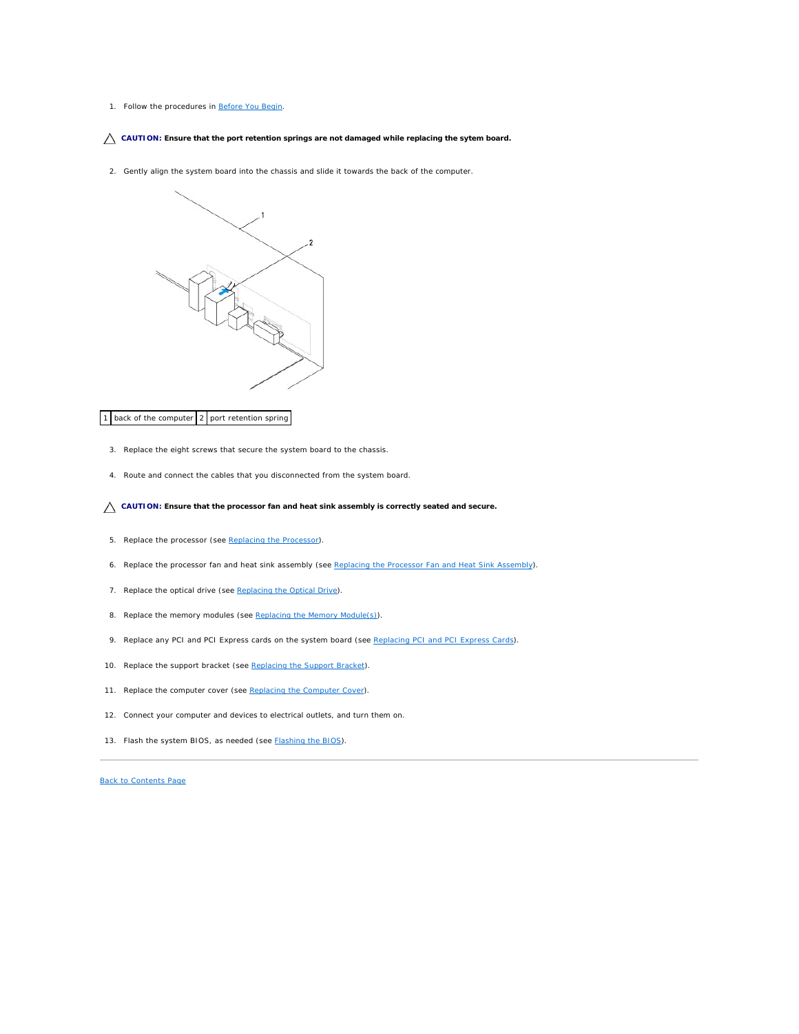1. Follow the procedures in Before You Begin.

**CAUTION: Ensure that the port retention springs are not damaged while replacing the sytem board.**

2. Gently align the system board into the chassis and slide it towards the back of the computer.

| 1 | back of the computer | 2 | port retention spring |
|---|---|---|---|

3. Replace the eight screws that secure the system board to the chassis.

4. Route and connect the cables that you disconnected from the system board.

**CAUTION: Ensure that the processor fan and heat sink assembly is correctly seated and secure.**

5. Replace the processor (see Replacing the Processor).

6. Replace the processor fan and heat sink assembly (see Replacing the Processor Fan and Heat Sink Assembly).

7. Replace the optical drive (see Replacing the Optical Drive).

8. Replace the memory modules (see Replacing the Memory Module(s)).

9. Replace any PCI and PCI Express cards on the system board (see Replacing PCI and PCI Express Cards).

10. Replace the support bracket (see Replacing the Support Bracket).

11. Replace the computer cover (see Replacing the Computer Cover).

12. Connect your computer and devices to electrical outlets, and turn them on.

13. Flash the system BIOS, as needed (see Flashing the BIOS).

---

Back to Contents Page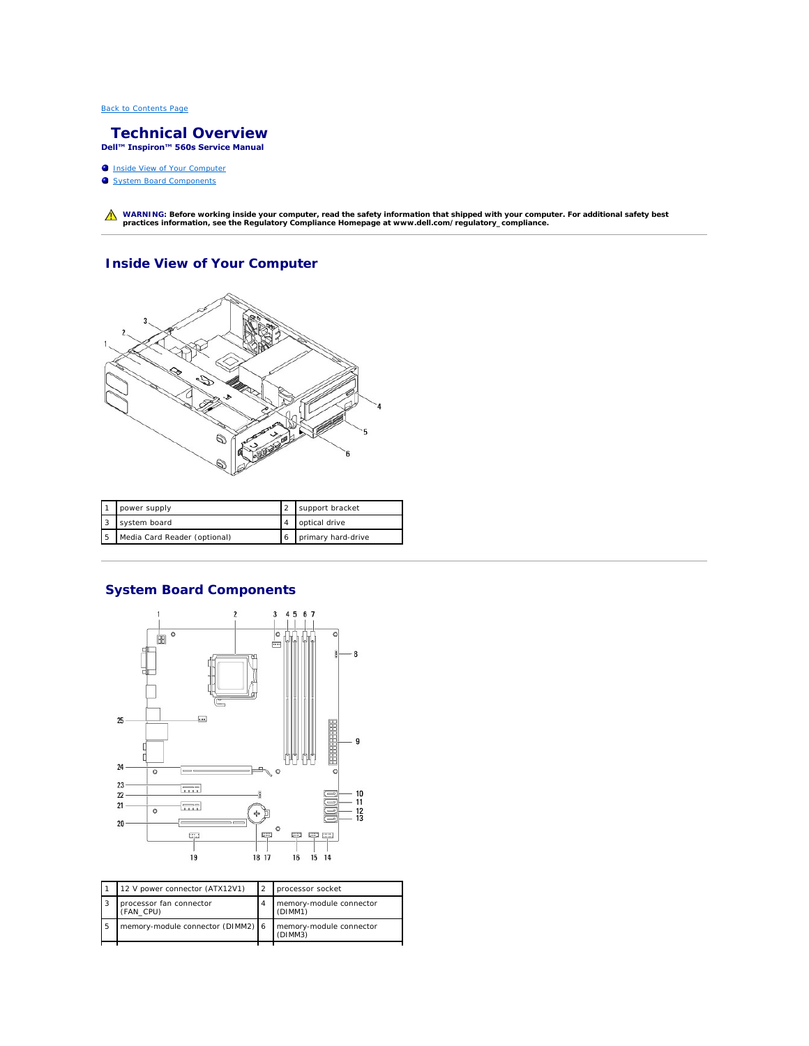Back to Contents Page

# Technical Overview

**Dell™ Inspiron™ 560s Service Manual**

- Inside View of Your Computer
- System Board Components

**WARNING: Before working inside your computer, read the safety information that shipped with your computer. For additional safety best practices information, see the Regulatory Compliance Homepage at www.dell.com/regulatory_compliance.**

## Inside View of Your Computer

| 1 | power supply | 2 | support bracket |
|---|---|---|---|
| 3 | system board | 4 | optical drive |
| 5 | Media Card Reader (optional) | 6 | primary hard-drive |

## System Board Components

| 1 | 12 V power connector (ATX12V1) | 2 | processor socket |
|---|---|---|---|
| 3 | processor fan connector (FAN_CPU) | 4 | memory-module connector (DIMM1) |
| 5 | memory-module connector (DIMM2) | 6 | memory-module connector (DIMM3) |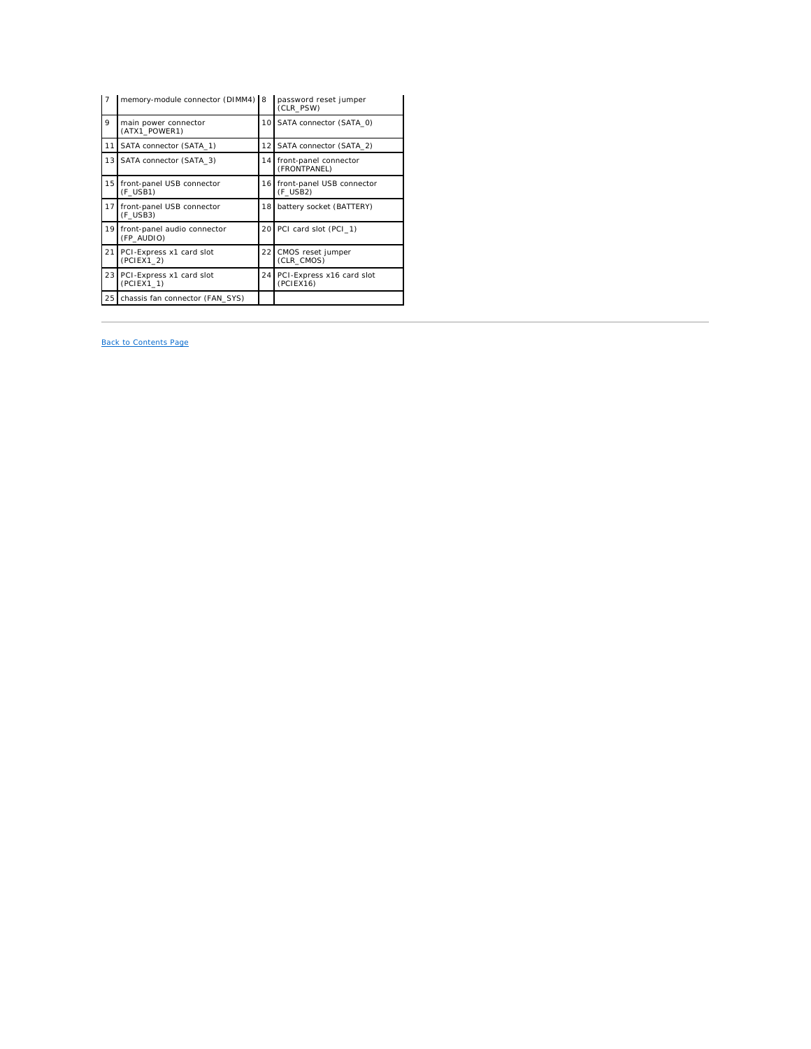| 7 | memory-module connector (DIMM4) | 8 | password reset jumper (CLR_PSW) |
|---|---|---|---|
| 9 | main power connector (ATX1_POWER1) | 10 | SATA connector (SATA_0) |
| 11 | SATA connector (SATA_1) | 12 | SATA connector (SATA_2) |
| 13 | SATA connector (SATA_3) | 14 | front-panel connector (FRONTPANEL) |
| 15 | front-panel USB connector (F_USB1) | 16 | front-panel USB connector (F_USB2) |
| 17 | front-panel USB connector (F_USB3) | 18 | battery socket (BATTERY) |
| 19 | front-panel audio connector (FP_AUDIO) | 20 | PCI card slot (PCI_1) |
| 21 | PCI-Express x1 card slot (PCIEX1_2) | 22 | CMOS reset jumper (CLR_CMOS) |
| 23 | PCI-Express x1 card slot (PCIEX1_1) | 24 | PCI-Express x16 card slot (PCIEX16) |
| 25 | chassis fan connector (FAN_SYS) | | |

---

Back to Contents Page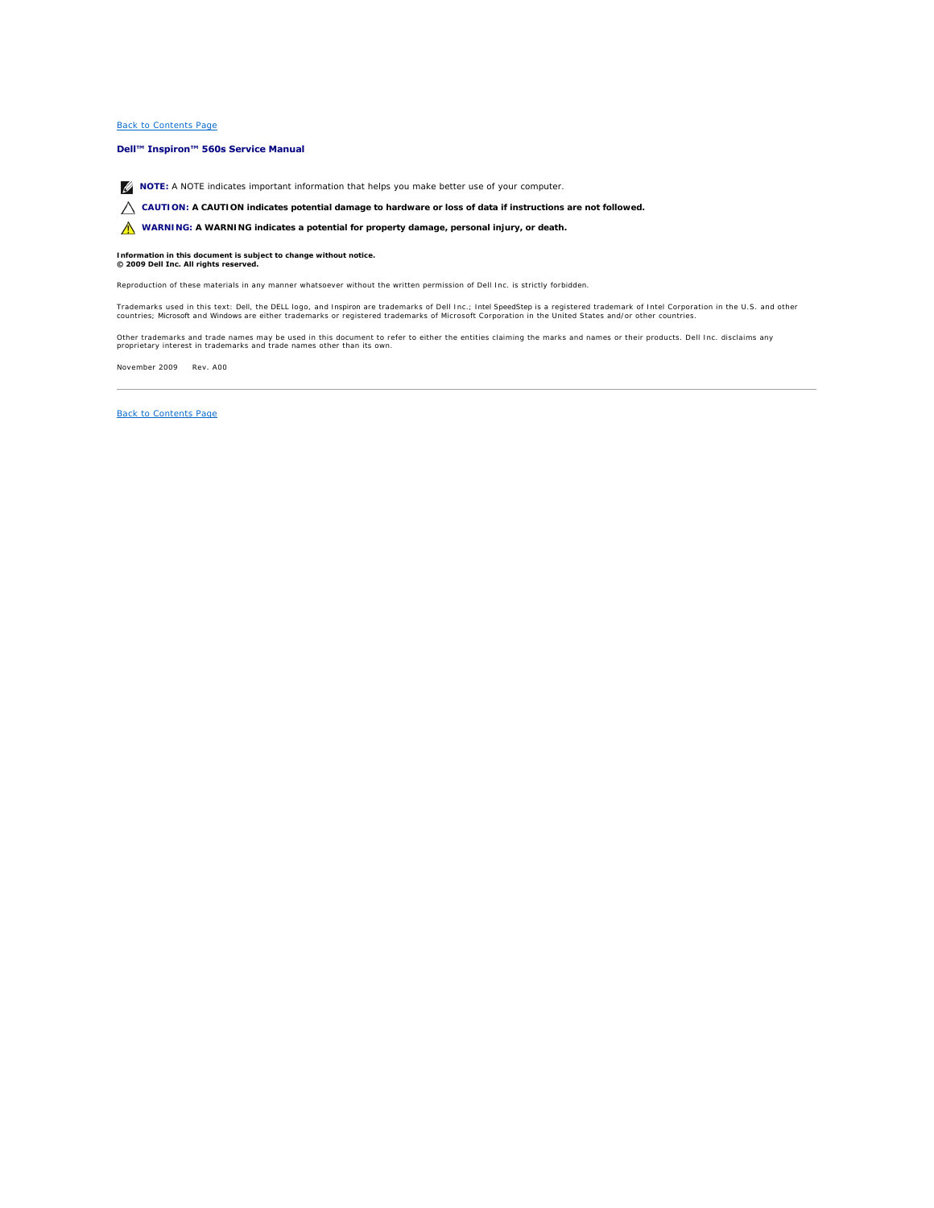[Back to Contents Page]

**Dell™ Inspiron™ 560s Service Manual**

**NOTE:** A NOTE indicates important information that helps you make better use of your computer.

**CAUTION: A CAUTION indicates potential damage to hardware or loss of data if instructions are not followed.**

**WARNING: A WARNING indicates a potential for property damage, personal injury, or death.**

**Information in this document is subject to change without notice.**
**© 2009 Dell Inc. All rights reserved.**

Reproduction of these materials in any manner whatsoever without the written permission of Dell Inc. is strictly forbidden.

Trademarks used in this text: Dell, the DELL logo, and Inspiron are trademarks of Dell Inc.; Intel SpeedStep is a registered trademark of Intel Corporation in the U.S. and other countries; Microsoft and Windows are either trademarks or registered trademarks of Microsoft Corporation in the United States and/or other countries.

Other trademarks and trade names may be used in this document to refer to either the entities claiming the marks and names or their products. Dell Inc. disclaims any proprietary interest in trademarks and trade names other than its own.

November 2009 Rev. A00

---

[Back to Contents Page]